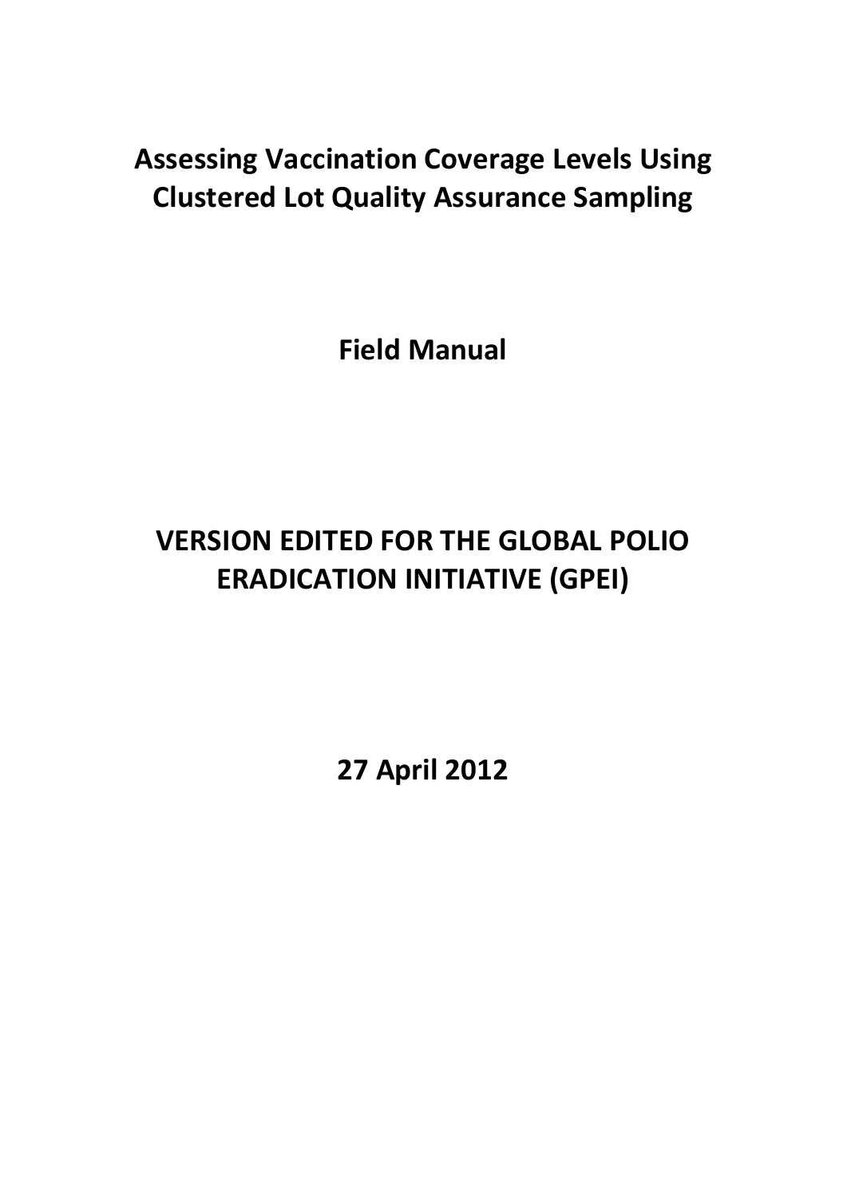# Assessing Vaccination Coverage Levels Using Clustered Lot Quality Assurance Sampling

## Field Manual

## VERSION EDITED FOR THE GLOBAL POLIO ERADICATION INITIATIVE (GPEI)

**27 April 2012**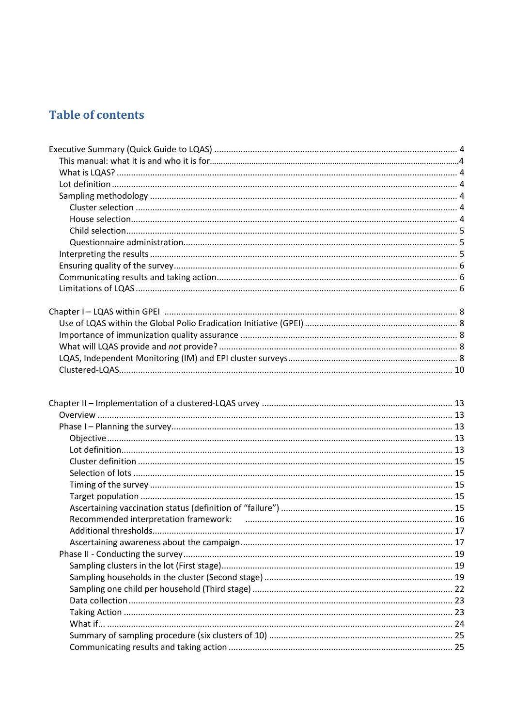# Table of contents

Executive Summary (Quick Guide to LQAS) ..... 4
- This manual: what it is and who it is for ..... 4
- What is LQAS? ..... 4
- Lot definition ..... 4
- Sampling methodology ..... 4
  - Cluster selection ..... 4
  - House selection ..... 4
  - Child selection ..... 5
  - Questionnaire administration ..... 5
- Interpreting the results ..... 5
- Ensuring quality of the survey ..... 6
- Communicating results and taking action ..... 6
- Limitations of LQAS ..... 6

Chapter I – LQAS within GPEI ..... 8
- Use of LQAS within the Global Polio Eradication Initiative (GPEI) ..... 8
- Importance of immunization quality assurance ..... 8
- What will LQAS provide and *not* provide? ..... 8
- LQAS, Independent Monitoring (IM) and EPI cluster surveys ..... 8
- Clustered-LQAS ..... 10

Chapter II – Implementation of a clustered-LQAS urvey ..... 13
- Overview ..... 13
- Phase I – Planning the survey ..... 13
  - Objective ..... 13
  - Lot definition ..... 13
  - Cluster definition ..... 15
  - Selection of lots ..... 15
  - Timing of the survey ..... 15
  - Target population ..... 15
  - Ascertaining vaccination status (definition of "failure") ..... 15
  - Recommended interpretation framework: ..... 16
  - Additional thresholds ..... 17
  - Ascertaining awareness about the campaign ..... 17
- Phase II - Conducting the survey ..... 19
  - Sampling clusters in the lot (First stage) ..... 19
  - Sampling households in the cluster (Second stage) ..... 19
  - Sampling one child per household (Third stage) ..... 22
  - Data collection ..... 23
  - Taking Action ..... 23
  - What if... ..... 24
  - Summary of sampling procedure (six clusters of 10) ..... 25
  - Communicating results and taking action ..... 25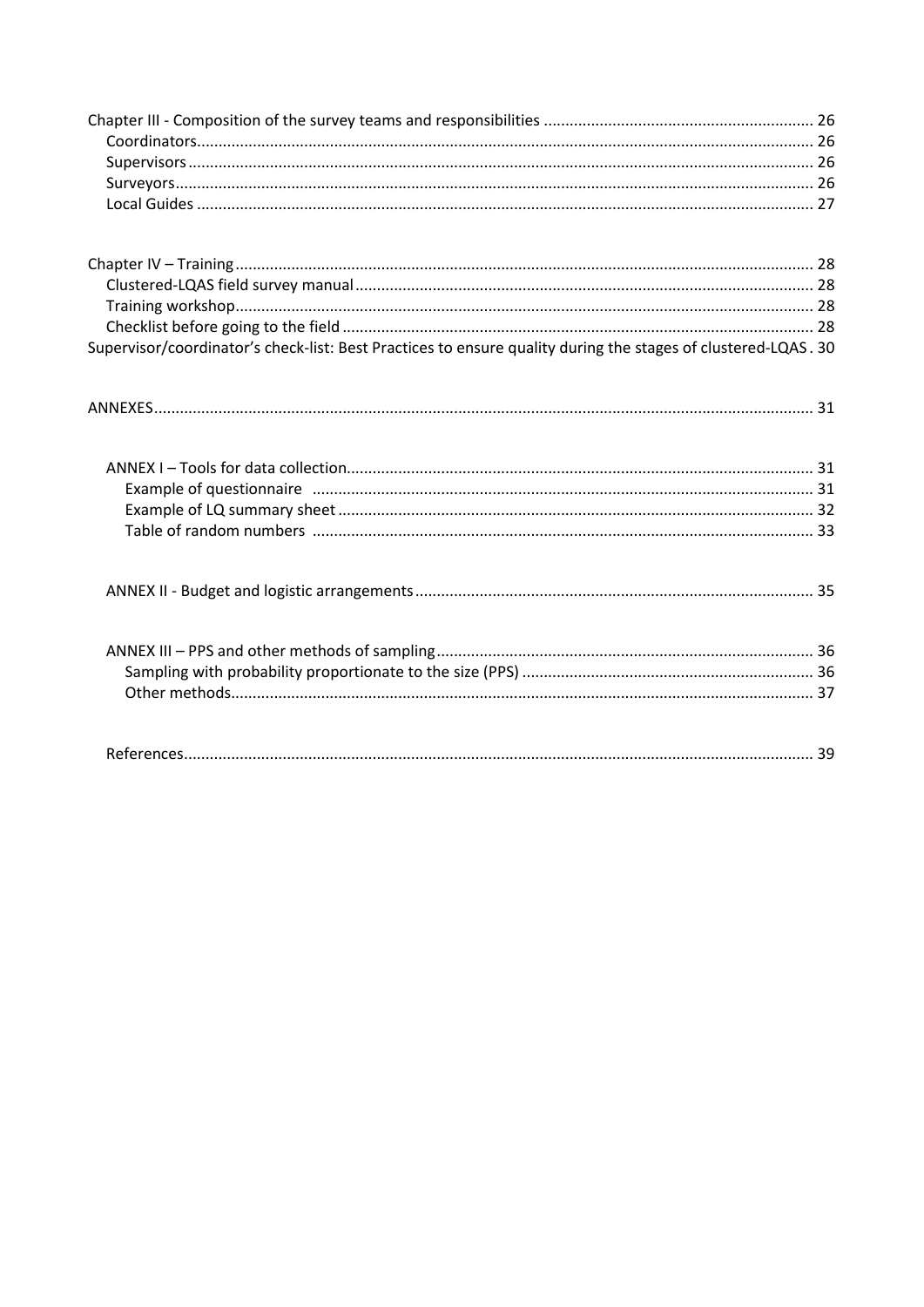Chapter III - Composition of the survey teams and responsibilities ........ 26
- Coordinators ........ 26
- Supervisors ........ 26
- Surveyors ........ 26
- Local Guides ........ 27

Chapter IV – Training ........ 28
- Clustered-LQAS field survey manual ........ 28
- Training workshop ........ 28
- Checklist before going to the field ........ 28

Supervisor/coordinator's check-list: Best Practices to ensure quality during the stages of clustered-LQAS . 30

ANNEXES ........ 31

- ANNEX I – Tools for data collection ........ 31
  - Example of questionnaire ........ 31
  - Example of LQ summary sheet ........ 32
  - Table of random numbers ........ 33

- ANNEX II - Budget and logistic arrangements ........ 35

- ANNEX III – PPS and other methods of sampling ........ 36
  - Sampling with probability proportionate to the size (PPS) ........ 36
  - Other methods ........ 37

- References ........ 39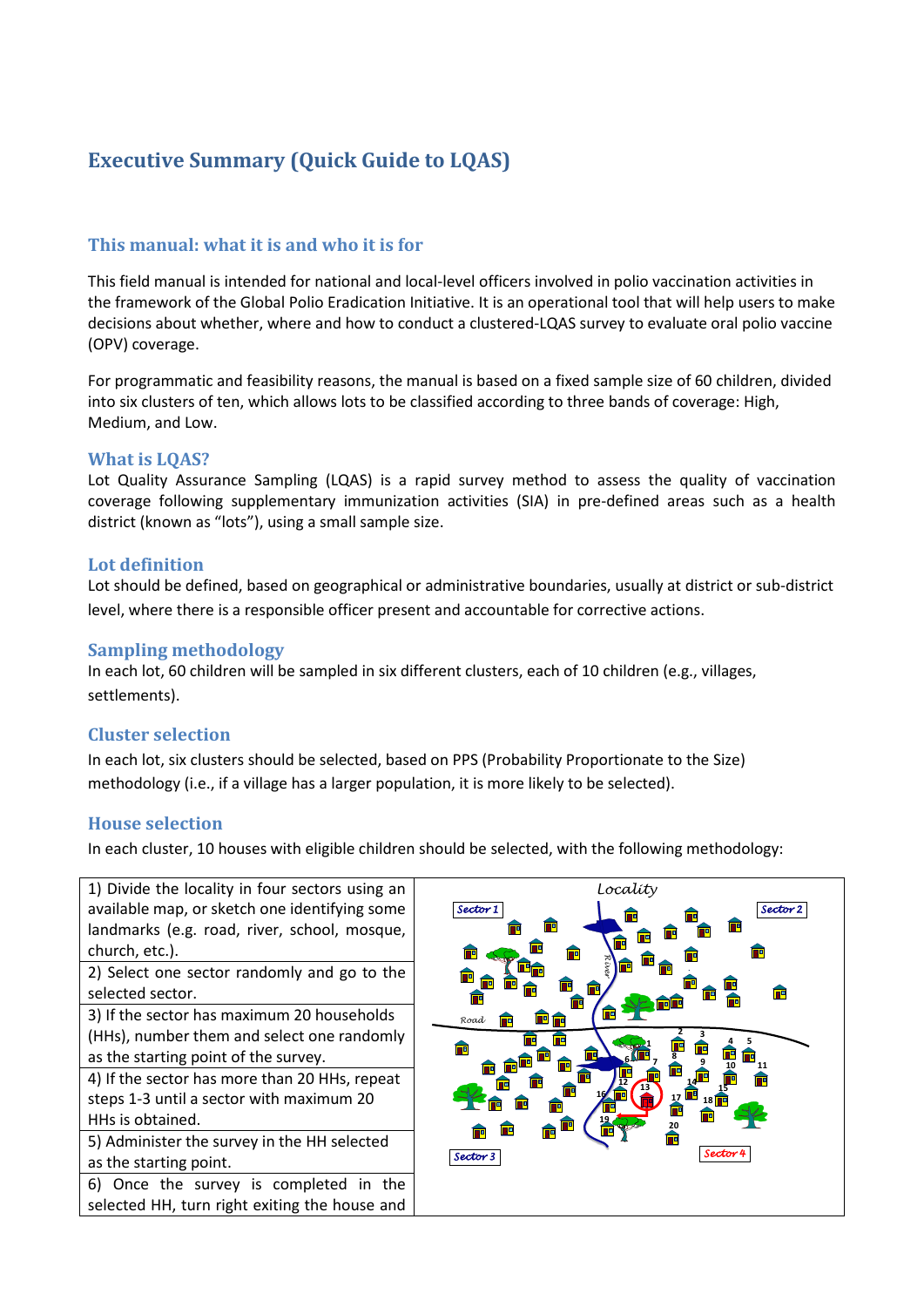# Executive Summary (Quick Guide to LQAS)

## This manual: what it is and who it is for

This field manual is intended for national and local-level officers involved in polio vaccination activities in the framework of the Global Polio Eradication Initiative. It is an operational tool that will help users to make decisions about whether, where and how to conduct a clustered-LQAS survey to evaluate oral polio vaccine (OPV) coverage.

For programmatic and feasibility reasons, the manual is based on a fixed sample size of 60 children, divided into six clusters of ten, which allows lots to be classified according to three bands of coverage: High, Medium, and Low.

## What is LQAS?

Lot Quality Assurance Sampling (LQAS) is a rapid survey method to assess the quality of vaccination coverage following supplementary immunization activities (SIA) in pre-defined areas such as a health district (known as "lots"), using a small sample size.

## Lot definition

Lot should be defined, based on geographical or administrative boundaries, usually at district or sub-district level, where there is a responsible officer present and accountable for corrective actions.

## Sampling methodology

In each lot, 60 children will be sampled in six different clusters, each of 10 children (e.g., villages, settlements).

## Cluster selection

In each lot, six clusters should be selected, based on PPS (Probability Proportionate to the Size) methodology (i.e., if a village has a larger population, it is more likely to be selected).

## House selection

In each cluster, 10 houses with eligible children should be selected, with the following methodology:

| | |
|---|---|
| 1) Divide the locality in four sectors using an available map, or sketch one identifying some landmarks (e.g. road, river, school, mosque, church, etc.). | Locality |
| 2) Select one sector randomly and go to the selected sector. | |
| 3) If the sector has maximum 20 households (HHs), number them and select one randomly as the starting point of the survey. | |
| 4) If the sector has more than 20 HHs, repeat steps 1-3 until a sector with maximum 20 HHs is obtained. | |
| 5) Administer the survey in the HH selected as the starting point. | |
| 6) Once the survey is completed in the selected HH, turn right exiting the house and | |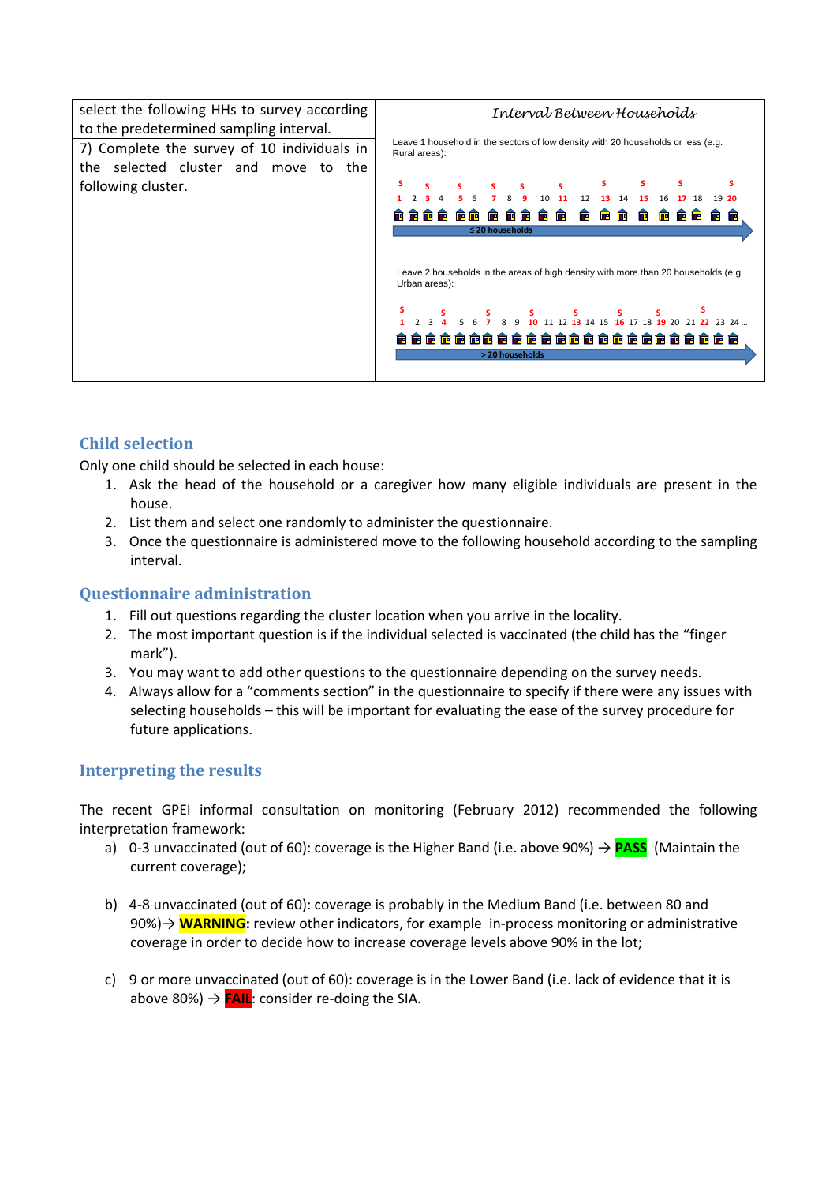| select the following HHs to survey according to the predetermined sampling interval. | *Interval Between Households* |
| --- | --- |
| 7) Complete the survey of 10 individuals in the selected cluster and move to the following cluster. | Leave 1 household in the sectors of low density with 20 households or less (e.g. Rural areas):<br><br>S S S S S S S S S S<br>1 2 3 4 5 6 7 8 9 10 11 12 13 14 15 16 17 18 19 20<br>≤ 20 households<br><br>Leave 2 households in the areas of high density with more than 20 households (e.g. Urban areas):<br><br>S S S S S S S S<br>1 2 3 4 5 6 7 8 9 10 11 12 13 14 15 16 17 18 19 20 21 22 23 24 ...<br>> 20 households |

## Child selection

Only one child should be selected in each house:

1. Ask the head of the household or a caregiver how many eligible individuals are present in the house.
2. List them and select one randomly to administer the questionnaire.
3. Once the questionnaire is administered move to the following household according to the sampling interval.

## Questionnaire administration

1. Fill out questions regarding the cluster location when you arrive in the locality.
2. The most important question is if the individual selected is vaccinated (the child has the “finger mark”).
3. You may want to add other questions to the questionnaire depending on the survey needs.
4. Always allow for a “comments section” in the questionnaire to specify if there were any issues with selecting households – this will be important for evaluating the ease of the survey procedure for future applications.

## Interpreting the results

The recent GPEI informal consultation on monitoring (February 2012) recommended the following interpretation framework:

a) 0-3 unvaccinated (out of 60): coverage is the Higher Band (i.e. above 90%) → **PASS** (Maintain the current coverage);

b) 4-8 unvaccinated (out of 60): coverage is probably in the Medium Band (i.e. between 80 and 90%)→ **WARNING:** review other indicators, for example in-process monitoring or administrative coverage in order to decide how to increase coverage levels above 90% in the lot;

c) 9 or more unvaccinated (out of 60): coverage is in the Lower Band (i.e. lack of evidence that it is above 80%) → **FAIL**: consider re-doing the SIA.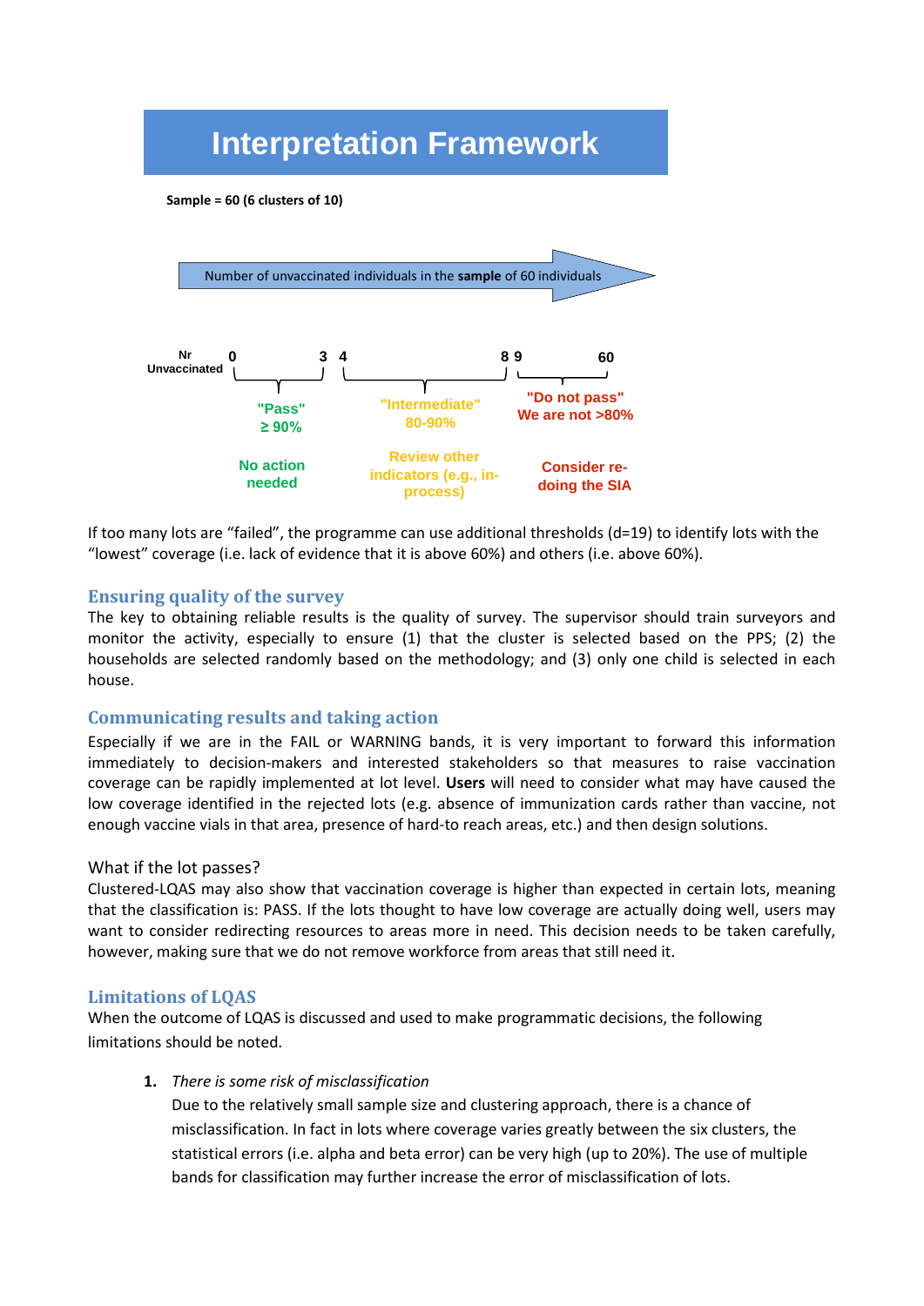# Interpretation Framework

**Sample = 60 (6 clusters of 10)**

Number of unvaccinated individuals in the **sample** of 60 individuals

| Nr Unvaccinated | 0 – 3 | 4 – 8 | 9 – 60 |
|---|---|---|---|
| | "Pass" ≥ 90% | "Intermediate" 80-90% | "Do not pass" We are not >80% |
| | No action needed | Review other indicators (e.g., in-process) | Consider re-doing the SIA |

If too many lots are "failed", the programme can use additional thresholds (d=19) to identify lots with the "lowest" coverage (i.e. lack of evidence that it is above 60%) and others (i.e. above 60%).

## Ensuring quality of the survey

The key to obtaining reliable results is the quality of survey. The supervisor should train surveyors and monitor the activity, especially to ensure (1) that the cluster is selected based on the PPS; (2) the households are selected randomly based on the methodology; and (3) only one child is selected in each house.

## Communicating results and taking action

Especially if we are in the FAIL or WARNING bands, it is very important to forward this information immediately to decision-makers and interested stakeholders so that measures to raise vaccination coverage can be rapidly implemented at lot level. **Users** will need to consider what may have caused the low coverage identified in the rejected lots (e.g. absence of immunization cards rather than vaccine, not enough vaccine vials in that area, presence of hard-to reach areas, etc.) and then design solutions.

What if the lot passes?

Clustered-LQAS may also show that vaccination coverage is higher than expected in certain lots, meaning that the classification is: PASS. If the lots thought to have low coverage are actually doing well, users may want to consider redirecting resources to areas more in need. This decision needs to be taken carefully, however, making sure that we do not remove workforce from areas that still need it.

## Limitations of LQAS

When the outcome of LQAS is discussed and used to make programmatic decisions, the following limitations should be noted.

1. *There is some risk of misclassification*

   Due to the relatively small sample size and clustering approach, there is a chance of misclassification. In fact in lots where coverage varies greatly between the six clusters, the statistical errors (i.e. alpha and beta error) can be very high (up to 20%). The use of multiple bands for classification may further increase the error of misclassification of lots.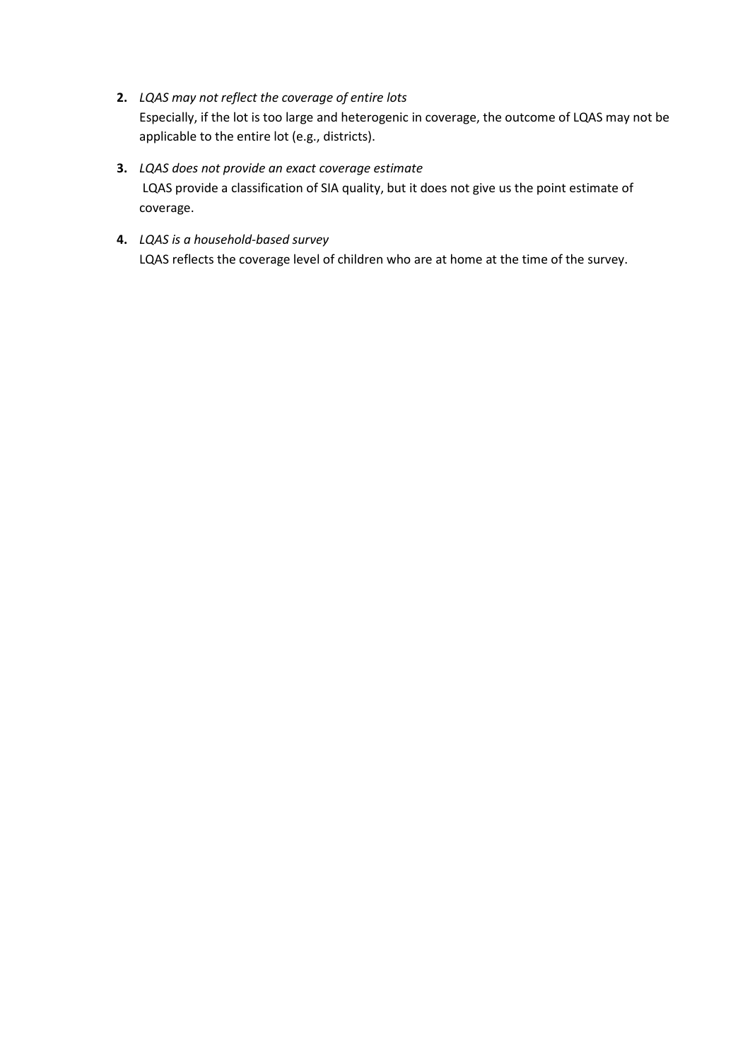2. *LQAS may not reflect the coverage of entire lots*
   Especially, if the lot is too large and heterogenic in coverage, the outcome of LQAS may not be applicable to the entire lot (e.g., districts).

3. *LQAS does not provide an exact coverage estimate*
   LQAS provide a classification of SIA quality, but it does not give us the point estimate of coverage.

4. *LQAS is a household-based survey*
   LQAS reflects the coverage level of children who are at home at the time of the survey.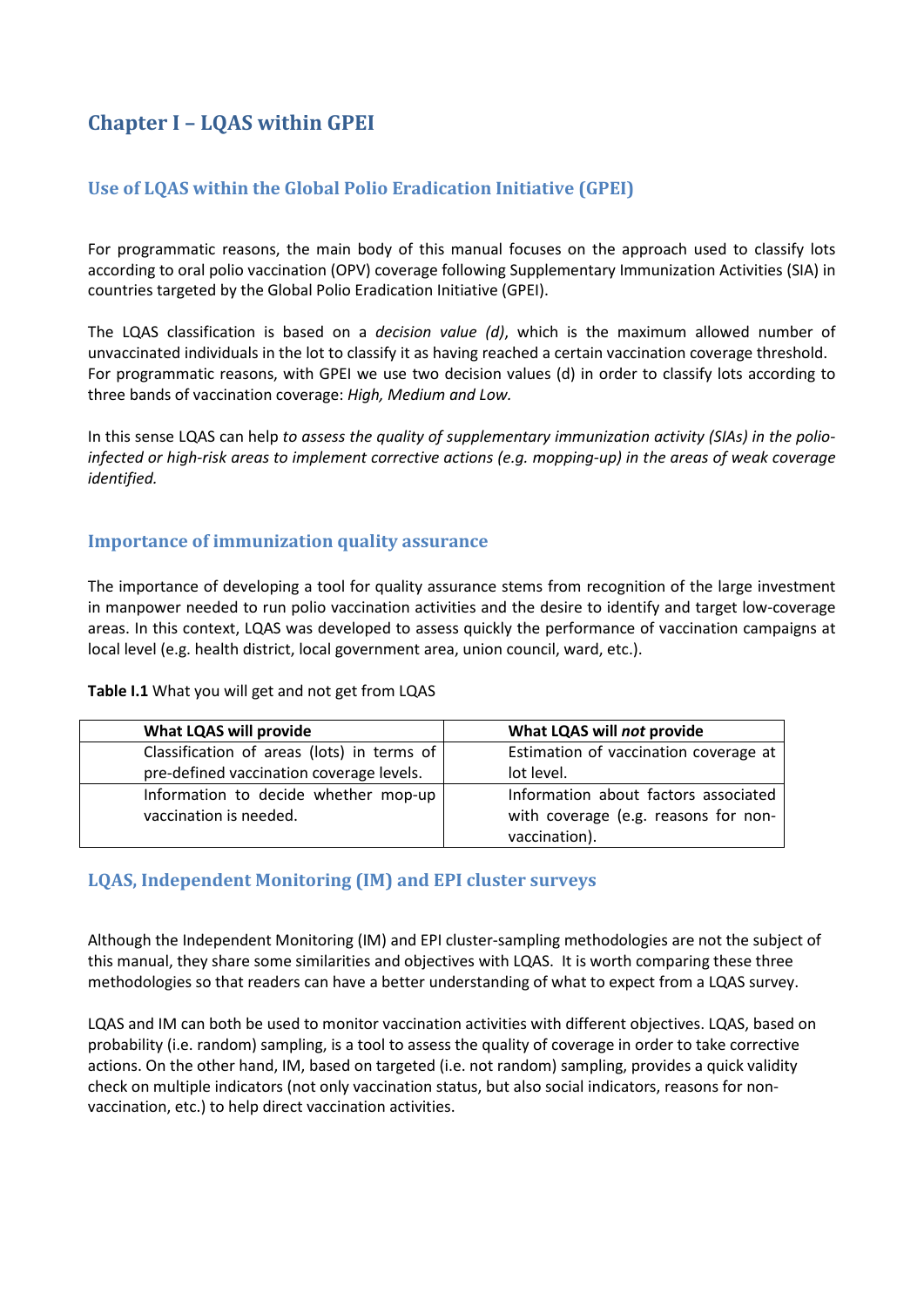# Chapter I – LQAS within GPEI

## Use of LQAS within the Global Polio Eradication Initiative (GPEI)

For programmatic reasons, the main body of this manual focuses on the approach used to classify lots according to oral polio vaccination (OPV) coverage following Supplementary Immunization Activities (SIA) in countries targeted by the Global Polio Eradication Initiative (GPEI).

The LQAS classification is based on a *decision value (d)*, which is the maximum allowed number of unvaccinated individuals in the lot to classify it as having reached a certain vaccination coverage threshold. For programmatic reasons, with GPEI we use two decision values (d) in order to classify lots according to three bands of vaccination coverage: *High, Medium and Low.*

In this sense LQAS can help *to assess the quality of supplementary immunization activity (SIAs) in the polio-infected or high-risk areas to implement corrective actions (e.g. mopping-up) in the areas of weak coverage identified.*

## Importance of immunization quality assurance

The importance of developing a tool for quality assurance stems from recognition of the large investment in manpower needed to run polio vaccination activities and the desire to identify and target low-coverage areas. In this context, LQAS was developed to assess quickly the performance of vaccination campaigns at local level (e.g. health district, local government area, union council, ward, etc.).

**Table I.1** What you will get and not get from LQAS

| What LQAS will provide | What LQAS will *not* provide |
|---|---|
| Classification of areas (lots) in terms of pre-defined vaccination coverage levels. | Estimation of vaccination coverage at lot level. |
| Information to decide whether mop-up vaccination is needed. | Information about factors associated with coverage (e.g. reasons for non-vaccination). |

## LQAS, Independent Monitoring (IM) and EPI cluster surveys

Although the Independent Monitoring (IM) and EPI cluster-sampling methodologies are not the subject of this manual, they share some similarities and objectives with LQAS. It is worth comparing these three methodologies so that readers can have a better understanding of what to expect from a LQAS survey.

LQAS and IM can both be used to monitor vaccination activities with different objectives. LQAS, based on probability (i.e. random) sampling, is a tool to assess the quality of coverage in order to take corrective actions. On the other hand, IM, based on targeted (i.e. not random) sampling, provides a quick validity check on multiple indicators (not only vaccination status, but also social indicators, reasons for non-vaccination, etc.) to help direct vaccination activities.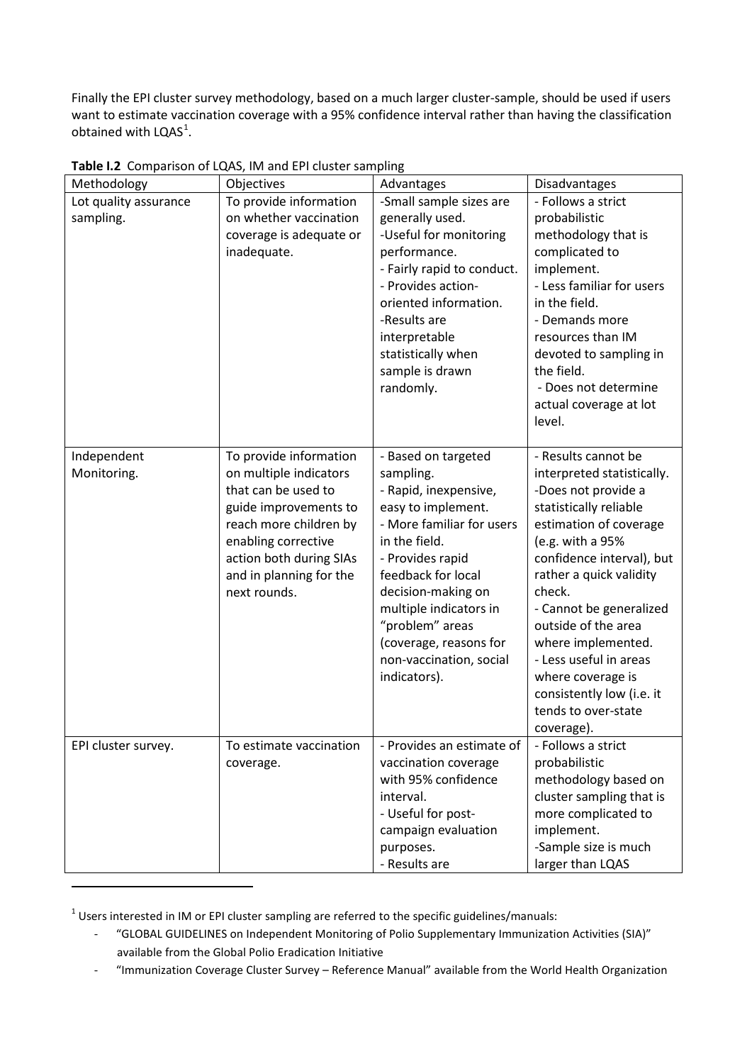Finally the EPI cluster survey methodology, based on a much larger cluster-sample, should be used if users want to estimate vaccination coverage with a 95% confidence interval rather than having the classification obtained with LQAS[1].

**Table I.2** Comparison of LQAS, IM and EPI cluster sampling

| Methodology | Objectives | Advantages | Disadvantages |
|---|---|---|---|
| Lot quality assurance sampling. | To provide information on whether vaccination coverage is adequate or inadequate. | -Small sample sizes are generally used.<br>-Useful for monitoring performance.<br>- Fairly rapid to conduct.<br>- Provides action-oriented information.<br>-Results are interpretable statistically when sample is drawn randomly. | - Follows a strict probabilistic methodology that is complicated to implement.<br>- Less familiar for users in the field.<br>- Demands more resources than IM devoted to sampling in the field.<br>- Does not determine actual coverage at lot level. |
| Independent Monitoring. | To provide information on multiple indicators that can be used to guide improvements to reach more children by enabling corrective action both during SIAs and in planning for the next rounds. | - Based on targeted sampling.<br>- Rapid, inexpensive, easy to implement.<br>- More familiar for users in the field.<br>- Provides rapid feedback for local decision-making on multiple indicators in "problem" areas (coverage, reasons for non-vaccination, social indicators). | - Results cannot be interpreted statistically.<br>-Does not provide a statistically reliable estimation of coverage (e.g. with a 95% confidence interval), but rather a quick validity check.<br>- Cannot be generalized outside of the area where implemented.<br>- Less useful in areas where coverage is consistently low (i.e. it tends to over-state coverage). |
| EPI cluster survey. | To estimate vaccination coverage. | - Provides an estimate of vaccination coverage with 95% confidence interval.<br>- Useful for post-campaign evaluation purposes.<br>- Results are | - Follows a strict probabilistic methodology based on cluster sampling that is more complicated to implement.<br>-Sample size is much larger than LQAS |

[1] Users interested in IM or EPI cluster sampling are referred to the specific guidelines/manuals:

- "GLOBAL GUIDELINES on Independent Monitoring of Polio Supplementary Immunization Activities (SIA)" available from the Global Polio Eradication Initiative
- "Immunization Coverage Cluster Survey – Reference Manual" available from the World Health Organization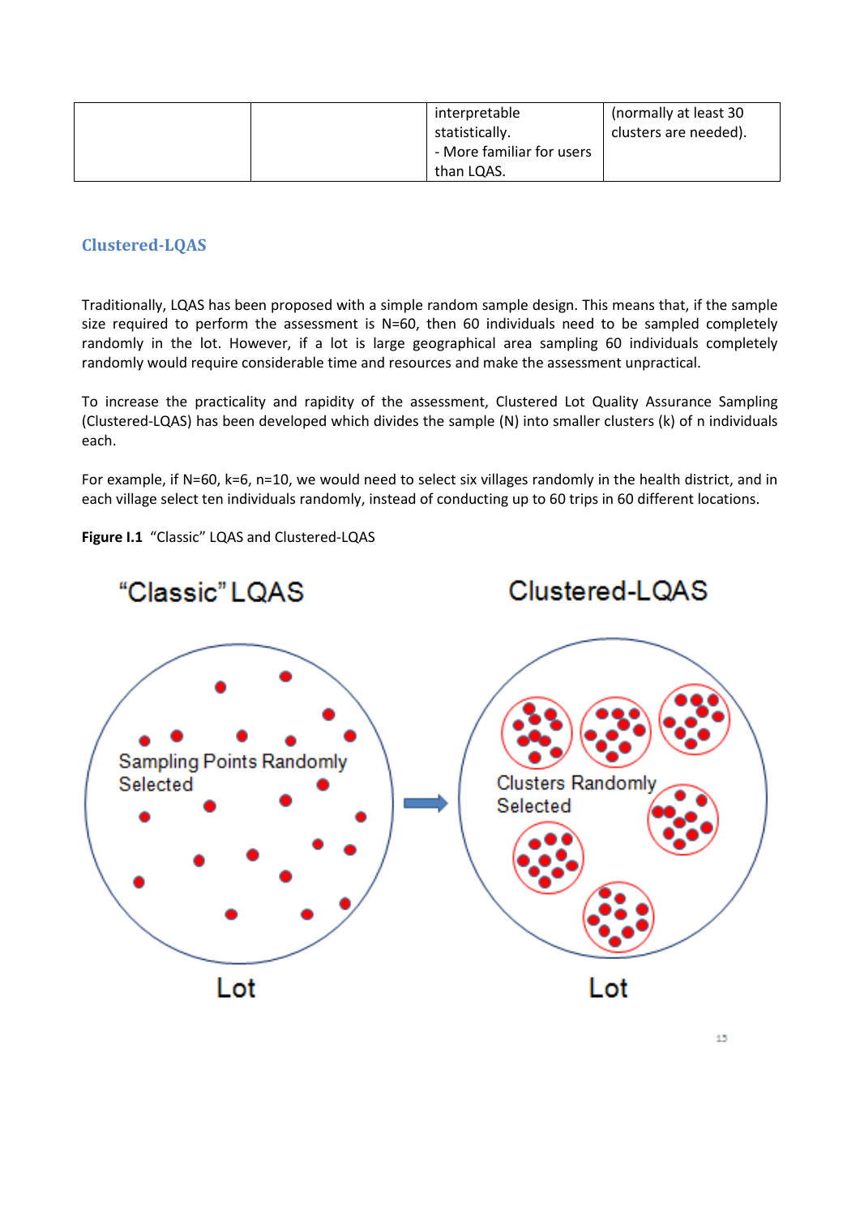| | | interpretable statistically.<br>- More familiar for users than LQAS. | (normally at least 30 clusters are needed). |
|---|---|---|---|

## Clustered-LQAS

Traditionally, LQAS has been proposed with a simple random sample design. This means that, if the sample size required to perform the assessment is N=60, then 60 individuals need to be sampled completely randomly in the lot. However, if a lot is large geographical area sampling 60 individuals completely randomly would require considerable time and resources and make the assessment unpractical.

To increase the practicality and rapidity of the assessment, Clustered Lot Quality Assurance Sampling (Clustered-LQAS) has been developed which divides the sample (N) into smaller clusters (k) of n individuals each.

For example, if N=60, k=6, n=10, we would need to select six villages randomly in the health district, and in each village select ten individuals randomly, instead of conducting up to 60 trips in 60 different locations.

**Figure I.1** "Classic" LQAS and Clustered-LQAS

"Classic" LQAS — Sampling Points Randomly Selected — Lot

Clustered-LQAS — Clusters Randomly Selected — Lot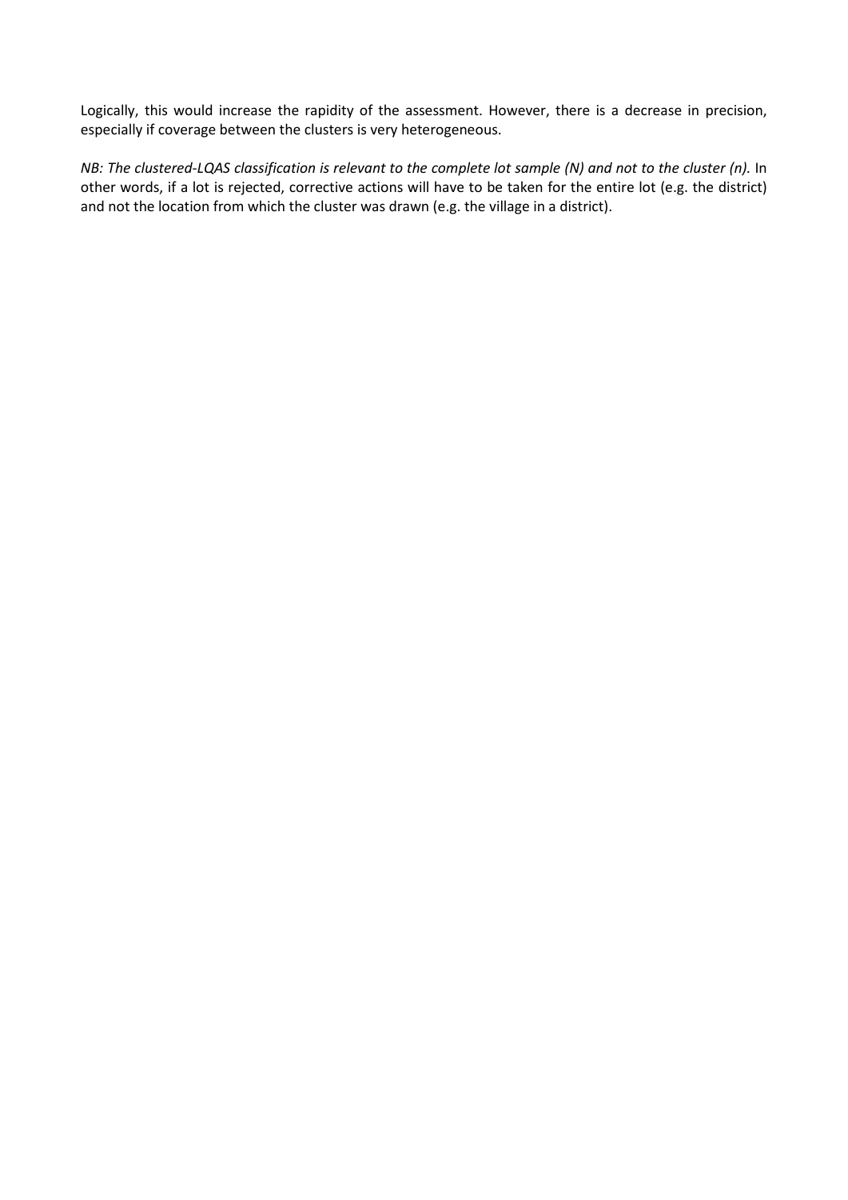Logically, this would increase the rapidity of the assessment. However, there is a decrease in precision, especially if coverage between the clusters is very heterogeneous.

*NB: The clustered-LQAS classification is relevant to the complete lot sample (N) and not to the cluster (n).* In other words, if a lot is rejected, corrective actions will have to be taken for the entire lot (e.g. the district) and not the location from which the cluster was drawn (e.g. the village in a district).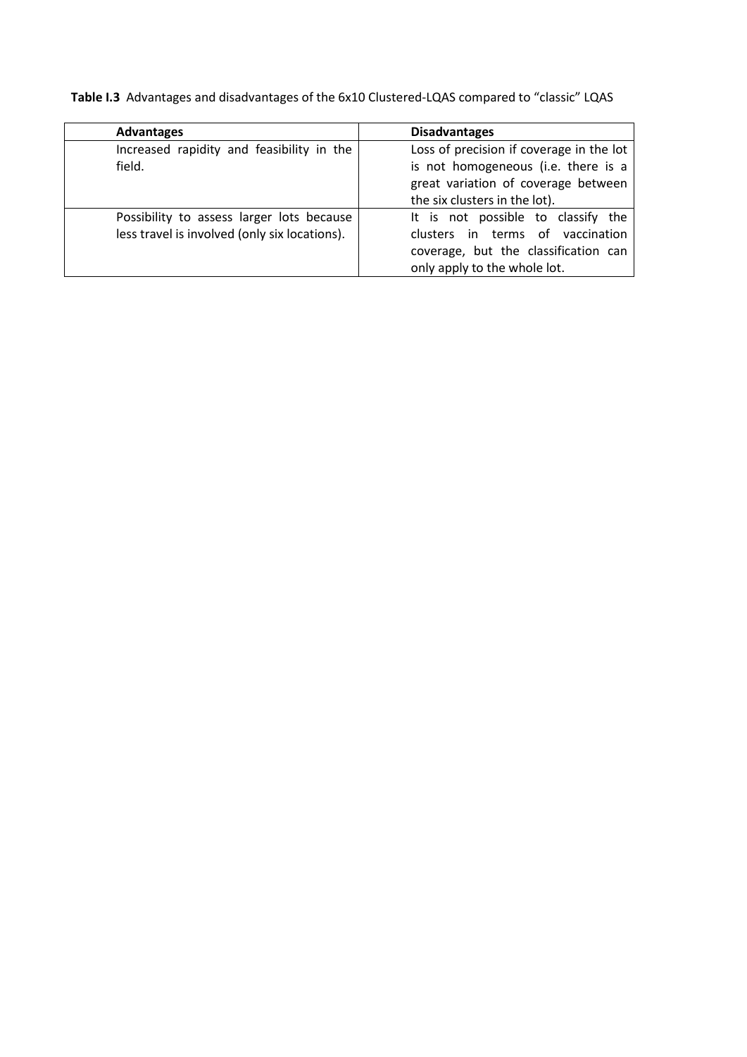**Table I.3** Advantages and disadvantages of the 6x10 Clustered-LQAS compared to "classic" LQAS

| Advantages | Disadvantages |
| --- | --- |
| Increased rapidity and feasibility in the field. | Loss of precision if coverage in the lot is not homogeneous (i.e. there is a great variation of coverage between the six clusters in the lot). |
| Possibility to assess larger lots because less travel is involved (only six locations). | It is not possible to classify the clusters in terms of vaccination coverage, but the classification can only apply to the whole lot. |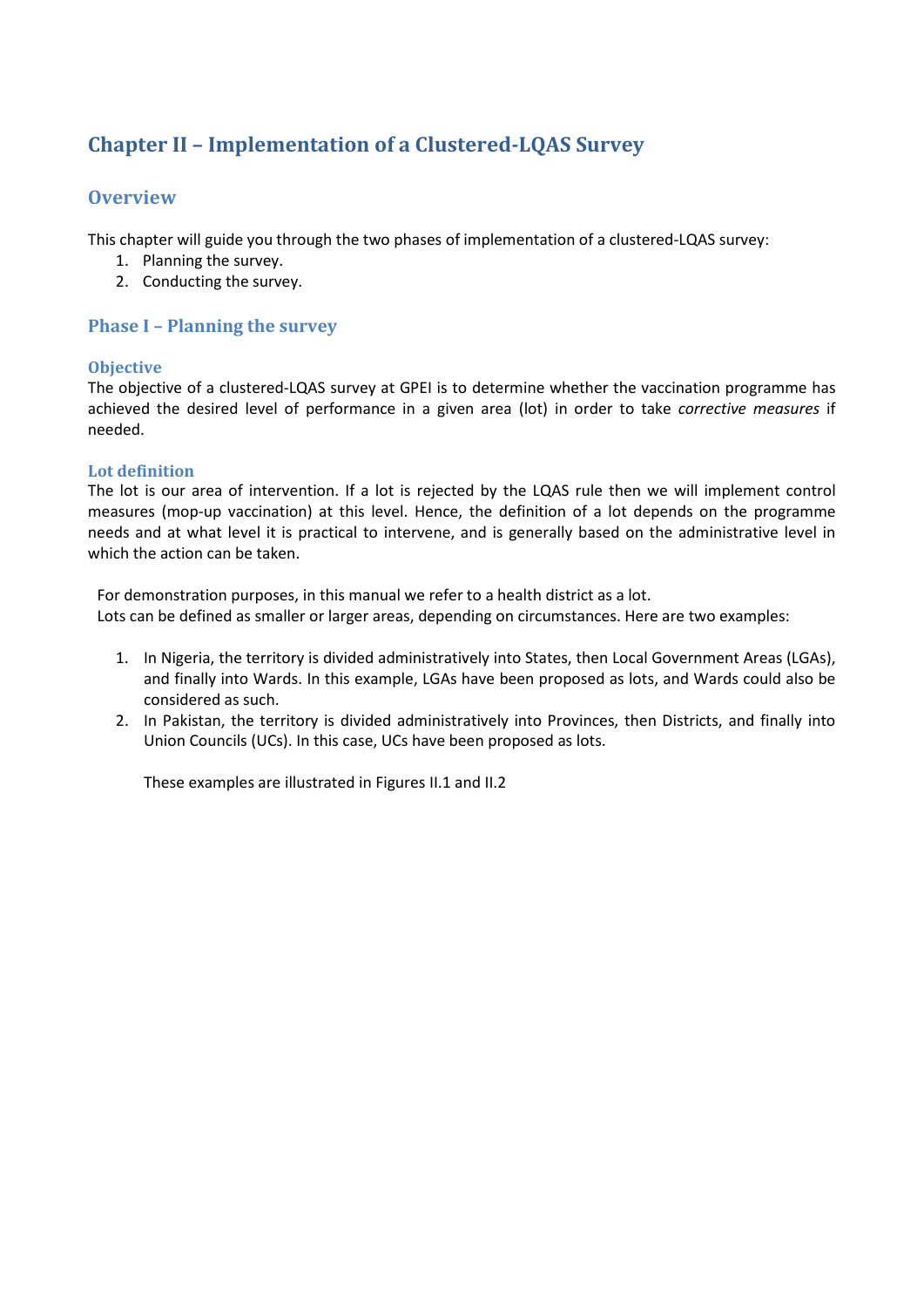# Chapter II – Implementation of a Clustered-LQAS Survey

## Overview

This chapter will guide you through the two phases of implementation of a clustered-LQAS survey:

1. Planning the survey.
2. Conducting the survey.

## Phase I – Planning the survey

### Objective

The objective of a clustered-LQAS survey at GPEI is to determine whether the vaccination programme has achieved the desired level of performance in a given area (lot) in order to take *corrective measures* if needed.

### Lot definition

The lot is our area of intervention. If a lot is rejected by the LQAS rule then we will implement control measures (mop-up vaccination) at this level. Hence, the definition of a lot depends on the programme needs and at what level it is practical to intervene, and is generally based on the administrative level in which the action can be taken.

For demonstration purposes, in this manual we refer to a health district as a lot.
Lots can be defined as smaller or larger areas, depending on circumstances. Here are two examples:

1. In Nigeria, the territory is divided administratively into States, then Local Government Areas (LGAs), and finally into Wards. In this example, LGAs have been proposed as lots, and Wards could also be considered as such.
2. In Pakistan, the territory is divided administratively into Provinces, then Districts, and finally into Union Councils (UCs). In this case, UCs have been proposed as lots.

   These examples are illustrated in Figures II.1 and II.2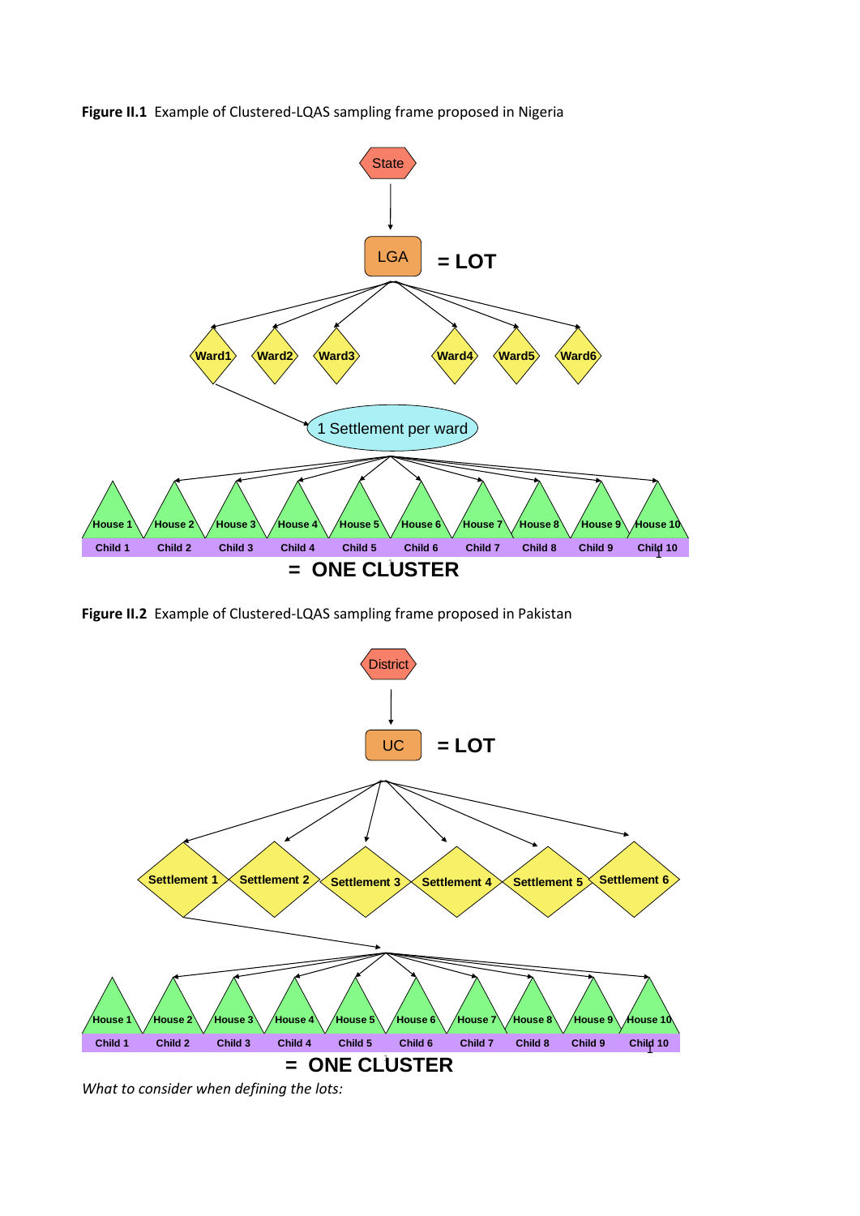**Figure II.1** Example of Clustered-LQAS sampling frame proposed in Nigeria

State

LGA = LOT

Ward1 Ward2 Ward3 Ward4 Ward5 Ward6

1 Settlement per ward

House 1 House 2 House 3 House 4 House 5 House 6 House 7 House 8 House 9 House 10

Child 1 Child 2 Child 3 Child 4 Child 5 Child 6 Child 7 Child 8 Child 9 Child 10

= ONE CLUSTER

**Figure II.2** Example of Clustered-LQAS sampling frame proposed in Pakistan

District

UC = LOT

Settlement 1 Settlement 2 Settlement 3 Settlement 4 Settlement 5 Settlement 6

House 1 House 2 House 3 House 4 House 5 House 6 House 7 House 8 House 9 House 10

Child 1 Child 2 Child 3 Child 4 Child 5 Child 6 Child 7 Child 8 Child 9 Child 10

= ONE CLUSTER

*What to consider when defining the lots:*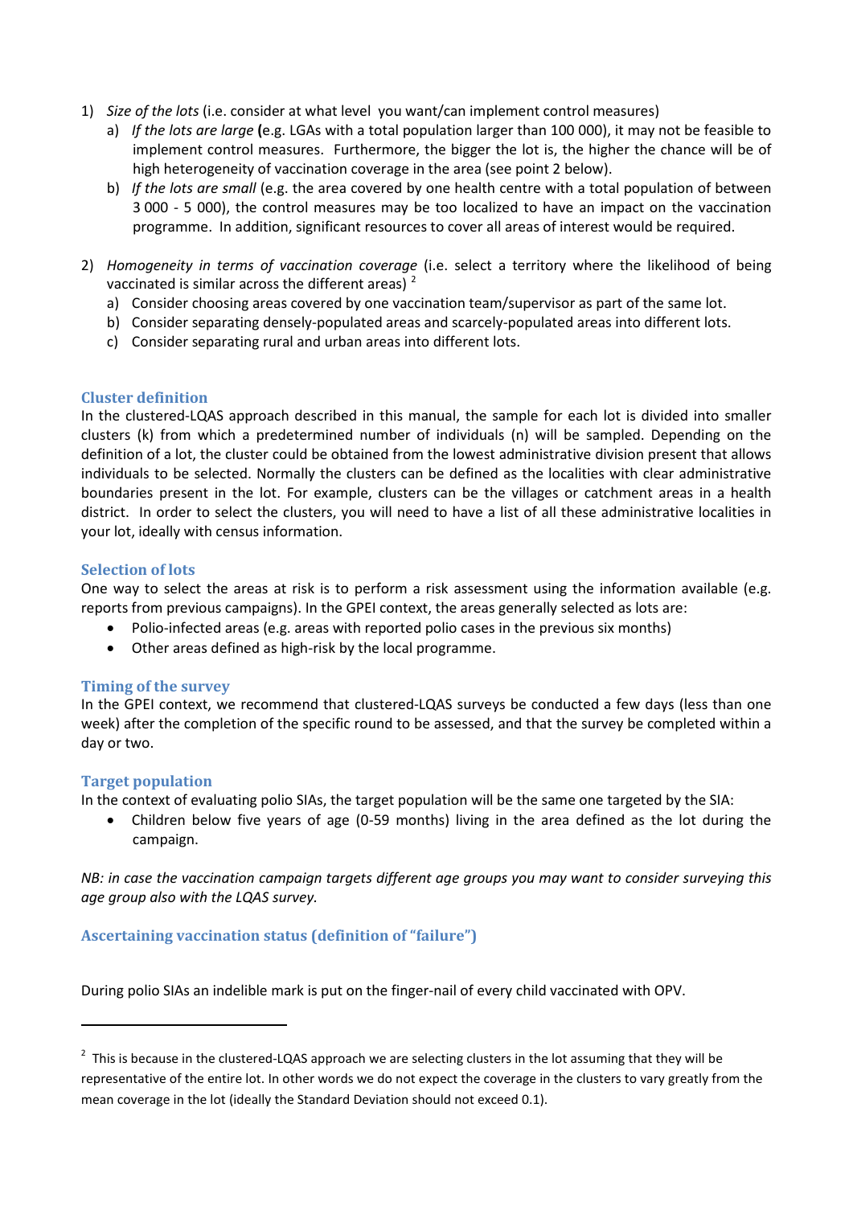1) *Size of the lots* (i.e. consider at what level you want/can implement control measures)
   a) *If the lots are large* (e.g. LGAs with a total population larger than 100 000), it may not be feasible to implement control measures. Furthermore, the bigger the lot is, the higher the chance will be of high heterogeneity of vaccination coverage in the area (see point 2 below).
   b) *If the lots are small* (e.g. the area covered by one health centre with a total population of between 3 000 - 5 000), the control measures may be too localized to have an impact on the vaccination programme. In addition, significant resources to cover all areas of interest would be required.

2) *Homogeneity in terms of vaccination coverage* (i.e. select a territory where the likelihood of being vaccinated is similar across the different areas) [2]
   a) Consider choosing areas covered by one vaccination team/supervisor as part of the same lot.
   b) Consider separating densely-populated areas and scarcely-populated areas into different lots.
   c) Consider separating rural and urban areas into different lots.

### Cluster definition

In the clustered-LQAS approach described in this manual, the sample for each lot is divided into smaller clusters (k) from which a predetermined number of individuals (n) will be sampled. Depending on the definition of a lot, the cluster could be obtained from the lowest administrative division present that allows individuals to be selected. Normally the clusters can be defined as the localities with clear administrative boundaries present in the lot. For example, clusters can be the villages or catchment areas in a health district. In order to select the clusters, you will need to have a list of all these administrative localities in your lot, ideally with census information.

### Selection of lots

One way to select the areas at risk is to perform a risk assessment using the information available (e.g. reports from previous campaigns). In the GPEI context, the areas generally selected as lots are:

- Polio-infected areas (e.g. areas with reported polio cases in the previous six months)
- Other areas defined as high-risk by the local programme.

### Timing of the survey

In the GPEI context, we recommend that clustered-LQAS surveys be conducted a few days (less than one week) after the completion of the specific round to be assessed, and that the survey be completed within a day or two.

### Target population

In the context of evaluating polio SIAs, the target population will be the same one targeted by the SIA:

- Children below five years of age (0-59 months) living in the area defined as the lot during the campaign.

*NB: in case the vaccination campaign targets different age groups you may want to consider surveying this age group also with the LQAS survey.*

### Ascertaining vaccination status (definition of "failure")

During polio SIAs an indelible mark is put on the finger-nail of every child vaccinated with OPV.

---

[2] This is because in the clustered-LQAS approach we are selecting clusters in the lot assuming that they will be representative of the entire lot. In other words we do not expect the coverage in the clusters to vary greatly from the mean coverage in the lot (ideally the Standard Deviation should not exceed 0.1).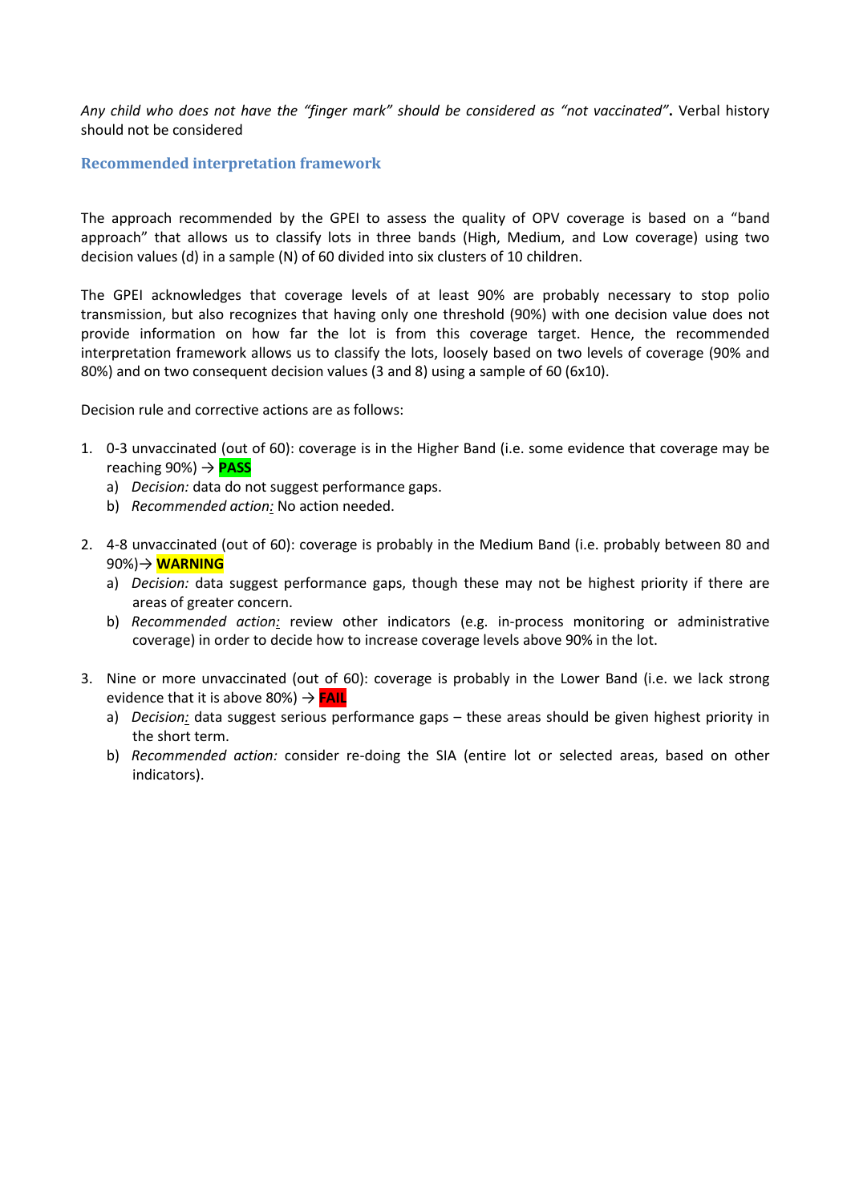*Any child who does not have the "finger mark" should be considered as "not vaccinated"***.** Verbal history should not be considered

## Recommended interpretation framework

The approach recommended by the GPEI to assess the quality of OPV coverage is based on a "band approach" that allows us to classify lots in three bands (High, Medium, and Low coverage) using two decision values (d) in a sample (N) of 60 divided into six clusters of 10 children.

The GPEI acknowledges that coverage levels of at least 90% are probably necessary to stop polio transmission, but also recognizes that having only one threshold (90%) with one decision value does not provide information on how far the lot is from this coverage target. Hence, the recommended interpretation framework allows us to classify the lots, loosely based on two levels of coverage (90% and 80%) and on two consequent decision values (3 and 8) using a sample of 60 (6x10).

Decision rule and corrective actions are as follows:

1. 0-3 unvaccinated (out of 60): coverage is in the Higher Band (i.e. some evidence that coverage may be reaching 90%) → **PASS**
   a) *Decision:* data do not suggest performance gaps.
   b) *Recommended action:* No action needed.

2. 4-8 unvaccinated (out of 60): coverage is probably in the Medium Band (i.e. probably between 80 and 90%)→ **WARNING**
   a) *Decision:* data suggest performance gaps, though these may not be highest priority if there are areas of greater concern.
   b) *Recommended action:* review other indicators (e.g. in-process monitoring or administrative coverage) in order to decide how to increase coverage levels above 90% in the lot.

3. Nine or more unvaccinated (out of 60): coverage is probably in the Lower Band (i.e. we lack strong evidence that it is above 80%) → **FAIL**
   a) *Decision:* data suggest serious performance gaps – these areas should be given highest priority in the short term.
   b) *Recommended action:* consider re-doing the SIA (entire lot or selected areas, based on other indicators).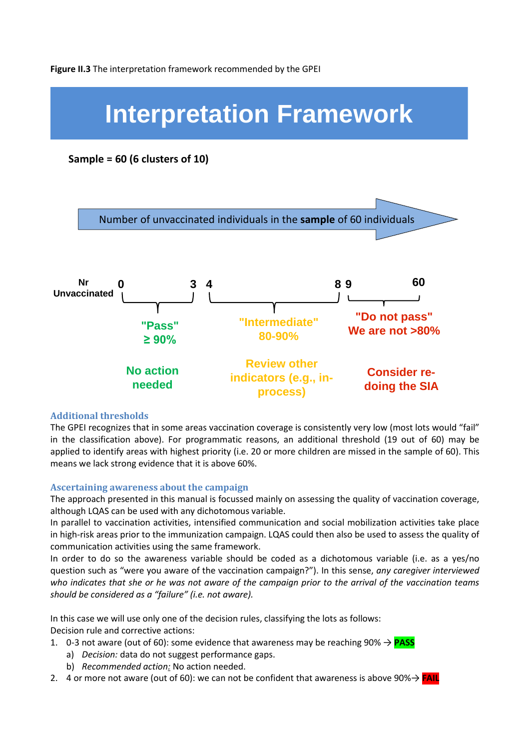**Figure II.3** The interpretation framework recommended by the GPEI

# Interpretation Framework

**Sample = 60 (6 clusters of 10)**

Number of unvaccinated individuals in the **sample** of 60 individuals

| Nr Unvaccinated | 0–3 | 4–8 | 9–60 |
|---|---|---|---|
| | "Pass" ≥ 90% | "Intermediate" 80-90% | "Do not pass" We are not >80% |
| | No action needed | Review other indicators (e.g., in-process) | Consider re-doing the SIA |

### Additional thresholds

The GPEI recognizes that in some areas vaccination coverage is consistently very low (most lots would "fail" in the classification above). For programmatic reasons, an additional threshold (19 out of 60) may be applied to identify areas with highest priority (i.e. 20 or more children are missed in the sample of 60). This means we lack strong evidence that it is above 60%.

### Ascertaining awareness about the campaign

The approach presented in this manual is focussed mainly on assessing the quality of vaccination coverage, although LQAS can be used with any dichotomous variable.

In parallel to vaccination activities, intensified communication and social mobilization activities take place in high-risk areas prior to the immunization campaign. LQAS could then also be used to assess the quality of communication activities using the same framework.

In order to do so the awareness variable should be coded as a dichotomous variable (i.e. as a yes/no question such as "were you aware of the vaccination campaign?"). In this sense, *any caregiver interviewed who indicates that she or he was not aware of the campaign prior to the arrival of the vaccination teams should be considered as a "failure" (i.e. not aware).*

In this case we will use only one of the decision rules, classifying the lots as follows:

Decision rule and corrective actions:

1. 0-3 not aware (out of 60): some evidence that awareness may be reaching 90% → **PASS**
   a) *Decision:* data do not suggest performance gaps.
   b) *Recommended action:* No action needed.
2. 4 or more not aware (out of 60): we can not be confident that awareness is above 90%→ **FAIL**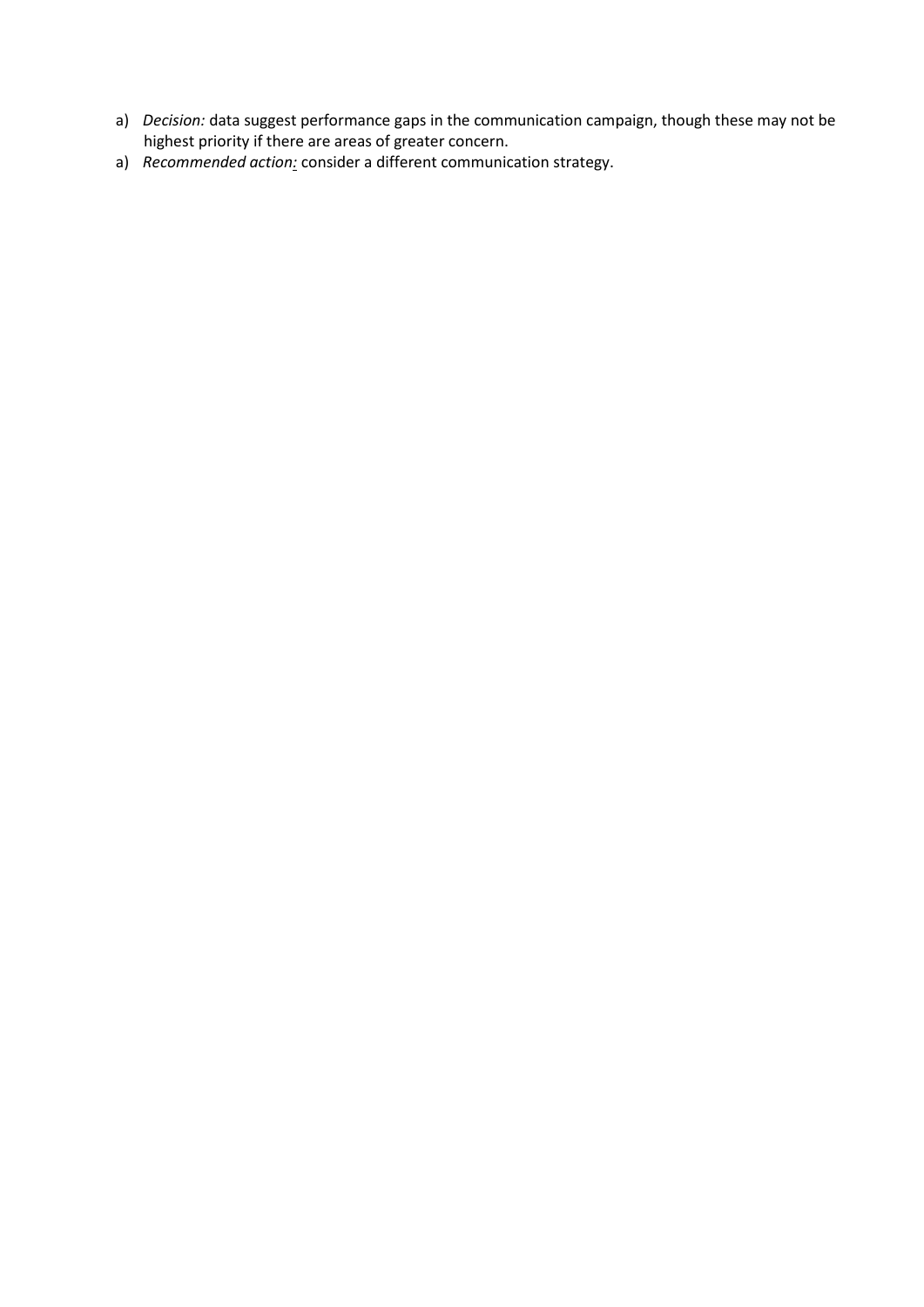a) *Decision:* data suggest performance gaps in the communication campaign, though these may not be highest priority if there are areas of greater concern.
a) *Recommended action:* consider a different communication strategy.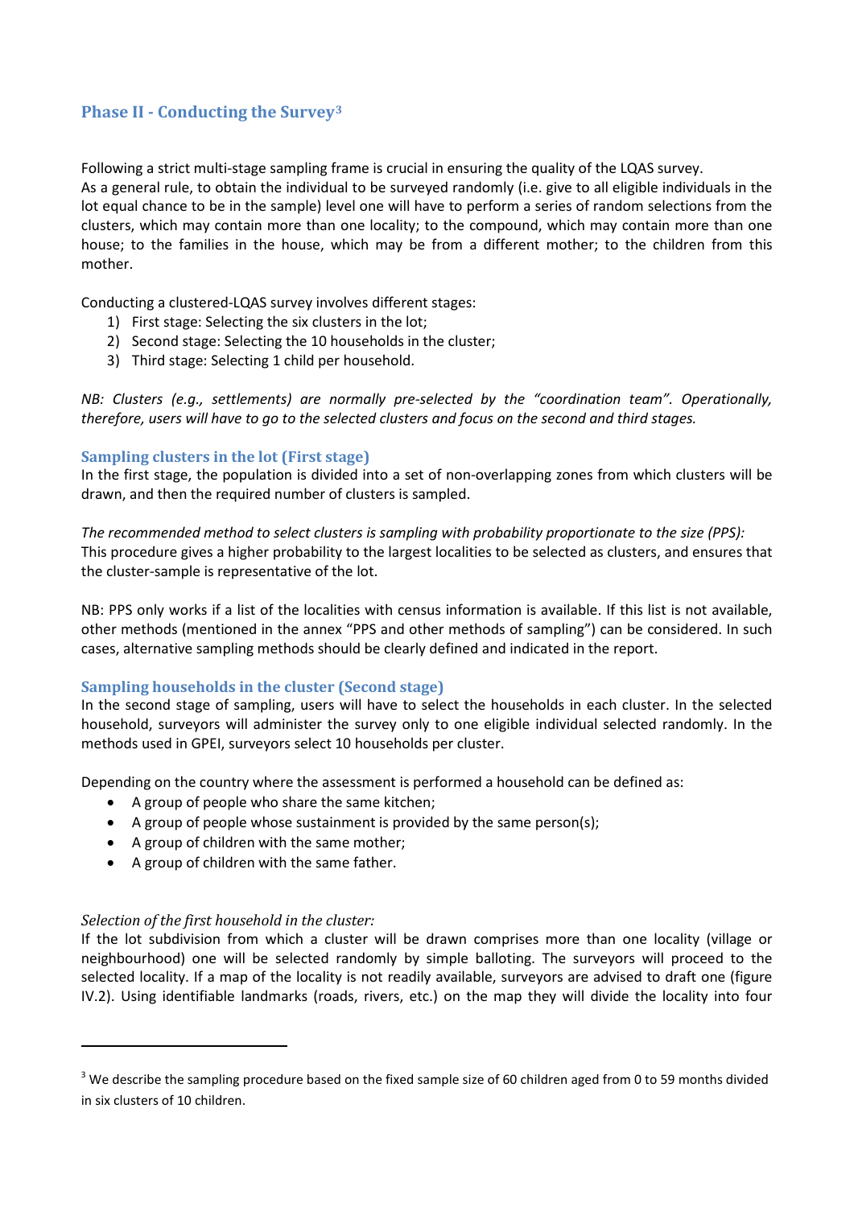## Phase II - Conducting the Survey[3]

Following a strict multi-stage sampling frame is crucial in ensuring the quality of the LQAS survey.
As a general rule, to obtain the individual to be surveyed randomly (i.e. give to all eligible individuals in the lot equal chance to be in the sample) level one will have to perform a series of random selections from the clusters, which may contain more than one locality; to the compound, which may contain more than one house; to the families in the house, which may be from a different mother; to the children from this mother.

Conducting a clustered-LQAS survey involves different stages:

1) First stage: Selecting the six clusters in the lot;
2) Second stage: Selecting the 10 households in the cluster;
3) Third stage: Selecting 1 child per household.

*NB: Clusters (e.g., settlements) are normally pre-selected by the "coordination team". Operationally, therefore, users will have to go to the selected clusters and focus on the second and third stages.*

### Sampling clusters in the lot (First stage)

In the first stage, the population is divided into a set of non-overlapping zones from which clusters will be drawn, and then the required number of clusters is sampled.

*The recommended method to select clusters is sampling with probability proportionate to the size (PPS):* This procedure gives a higher probability to the largest localities to be selected as clusters, and ensures that the cluster-sample is representative of the lot.

NB: PPS only works if a list of the localities with census information is available. If this list is not available, other methods (mentioned in the annex "PPS and other methods of sampling") can be considered. In such cases, alternative sampling methods should be clearly defined and indicated in the report.

### Sampling households in the cluster (Second stage)

In the second stage of sampling, users will have to select the households in each cluster. In the selected household, surveyors will administer the survey only to one eligible individual selected randomly. In the methods used in GPEI, surveyors select 10 households per cluster.

Depending on the country where the assessment is performed a household can be defined as:

- A group of people who share the same kitchen;
- A group of people whose sustainment is provided by the same person(s);
- A group of children with the same mother;
- A group of children with the same father.

*Selection of the first household in the cluster:*

If the lot subdivision from which a cluster will be drawn comprises more than one locality (village or neighbourhood) one will be selected randomly by simple balloting. The surveyors will proceed to the selected locality. If a map of the locality is not readily available, surveyors are advised to draft one (figure IV.2). Using identifiable landmarks (roads, rivers, etc.) on the map they will divide the locality into four

---

[3] We describe the sampling procedure based on the fixed sample size of 60 children aged from 0 to 59 months divided in six clusters of 10 children.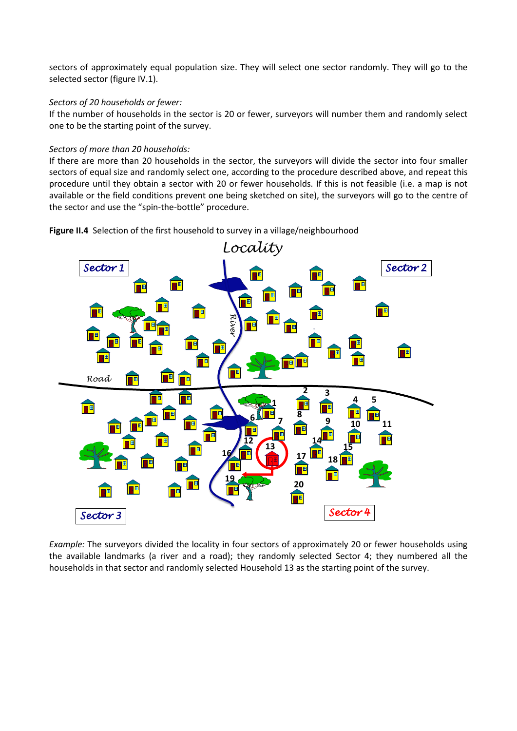sectors of approximately equal population size. They will select one sector randomly. They will go to the selected sector (figure IV.1).

*Sectors of 20 households or fewer:*
If the number of households in the sector is 20 or fewer, surveyors will number them and randomly select one to be the starting point of the survey.

*Sectors of more than 20 households:*
If there are more than 20 households in the sector, the surveyors will divide the sector into four smaller sectors of equal size and randomly select one, according to the procedure described above, and repeat this procedure until they obtain a sector with 20 or fewer households. If this is not feasible (i.e. a map is not available or the field conditions prevent one being sketched on site), the surveyors will go to the centre of the sector and use the "spin-the-bottle" procedure.

**Figure II.4** Selection of the first household to survey in a village/neighbourhood

*Example:* The surveyors divided the locality in four sectors of approximately 20 or fewer households using the available landmarks (a river and a road); they randomly selected Sector 4; they numbered all the households in that sector and randomly selected Household 13 as the starting point of the survey.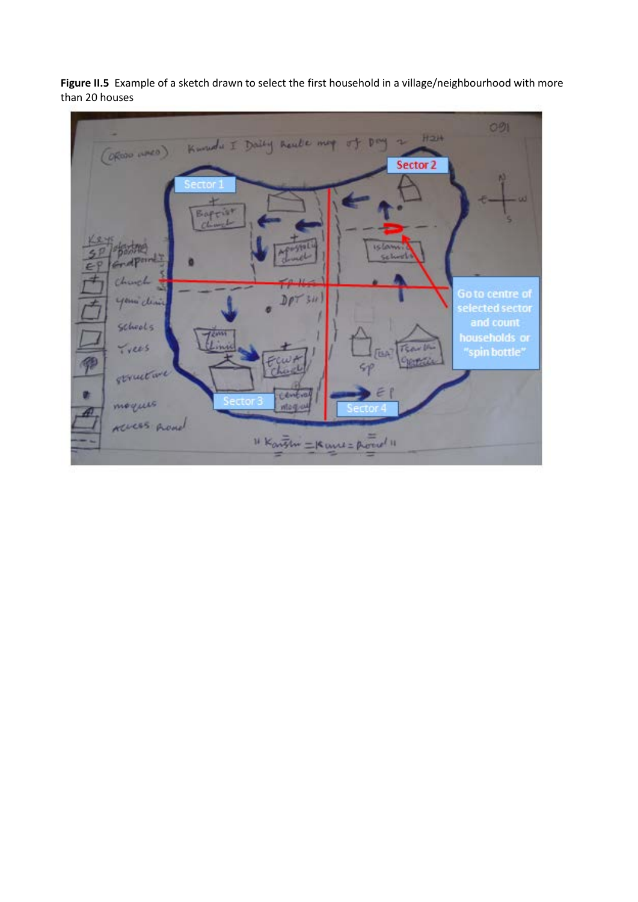**Figure II.5** Example of a sketch drawn to select the first household in a village/neighbourhood with more than 20 houses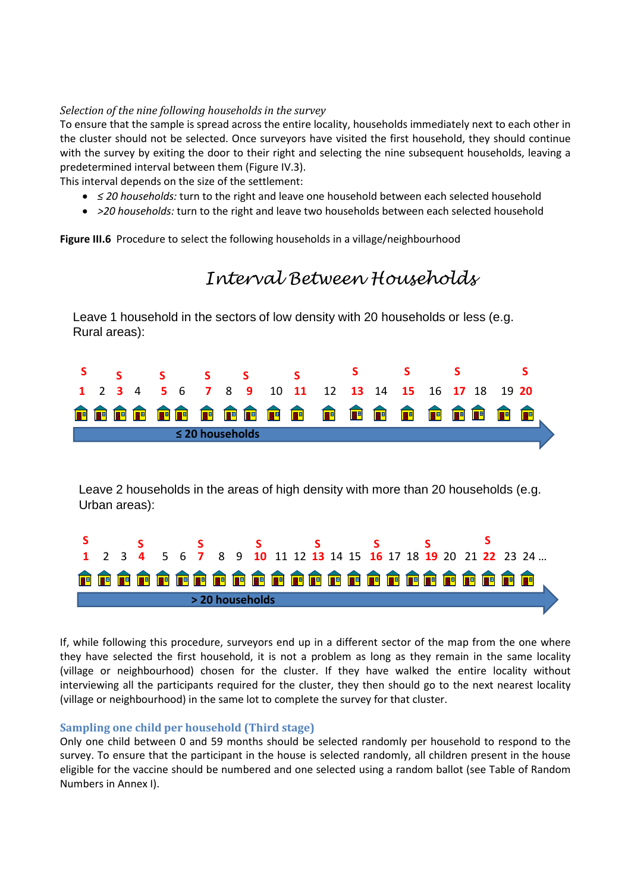*Selection of the nine following households in the survey*

To ensure that the sample is spread across the entire locality, households immediately next to each other in the cluster should not be selected. Once surveyors have visited the first household, they should continue with the survey by exiting the door to their right and selecting the nine subsequent households, leaving a predetermined interval between them (Figure IV.3).

This interval depends on the size of the settlement:

- *≤ 20 households:* turn to the right and leave one household between each selected household
- *>20 households:* turn to the right and leave two households between each selected household

**Figure III.6** Procedure to select the following households in a village/neighbourhood

*Interval Between Households*

Leave 1 household in the sectors of low density with 20 households or less (e.g. Rural areas):

S S S S S S S S S S

**1** 2 **3** 4 **5** 6 **7** 8 **9** 10 **11** 12 **13** 14 **15** 16 **17** 18 19 **20**

**≤ 20 households**

Leave 2 households in the areas of high density with more than 20 households (e.g. Urban areas):

S S S S S S S S

**1** 2 3 **4** 5 6 **7** 8 9 **10** 11 12 **13** 14 15 **16** 17 18 **19** 20 21 **22** 23 24 ...

**> 20 households**

If, while following this procedure, surveyors end up in a different sector of the map from the one where they have selected the first household, it is not a problem as long as they remain in the same locality (village or neighbourhood) chosen for the cluster. If they have walked the entire locality without interviewing all the participants required for the cluster, they then should go to the next nearest locality (village or neighbourhood) in the same lot to complete the survey for that cluster.

### Sampling one child per household (Third stage)

Only one child between 0 and 59 months should be selected randomly per household to respond to the survey. To ensure that the participant in the house is selected randomly, all children present in the house eligible for the vaccine should be numbered and one selected using a random ballot (see Table of Random Numbers in Annex I).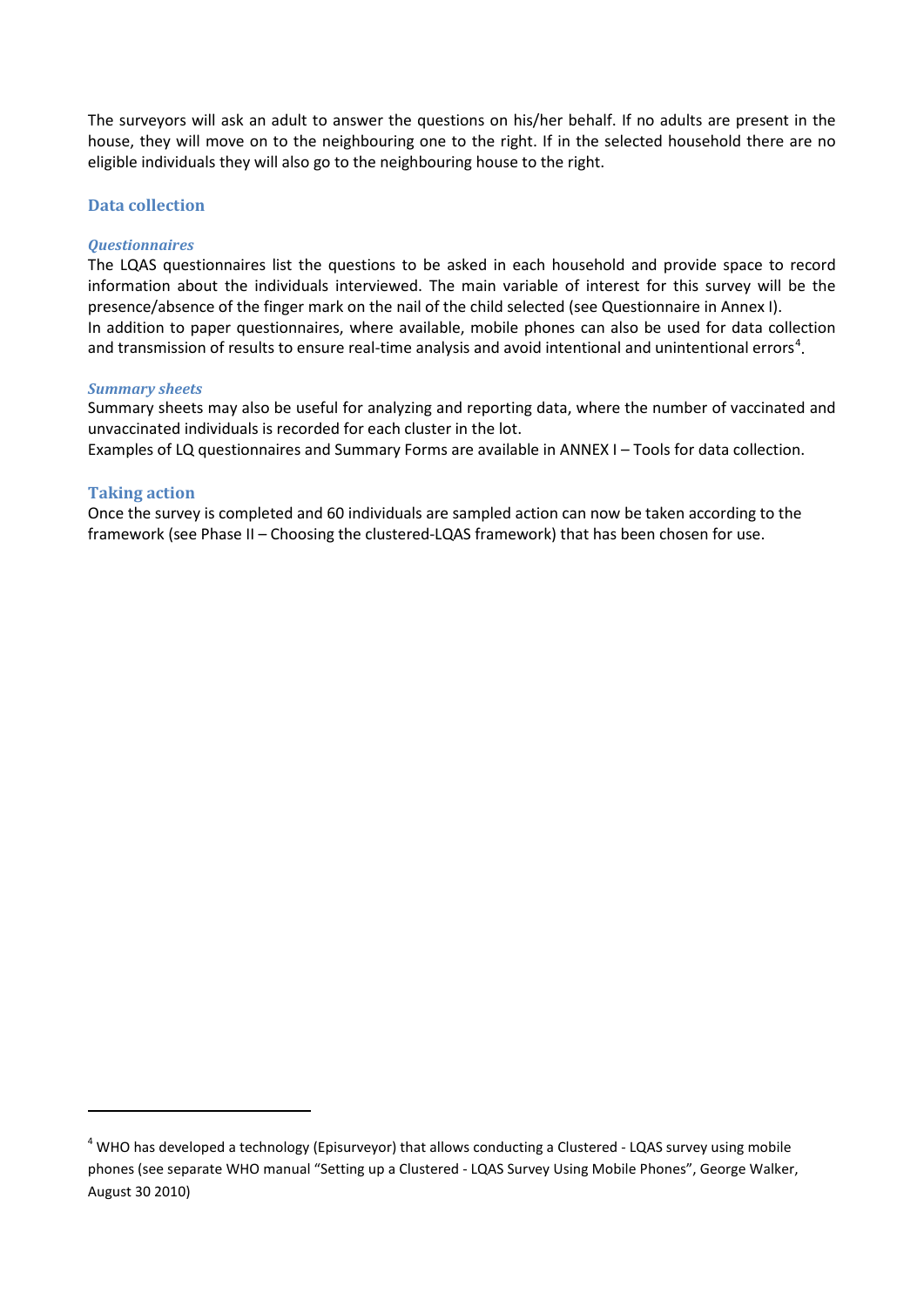The surveyors will ask an adult to answer the questions on his/her behalf. If no adults are present in the house, they will move on to the neighbouring one to the right. If in the selected household there are no eligible individuals they will also go to the neighbouring house to the right.

## Data collection

### *Questionnaires*

The LQAS questionnaires list the questions to be asked in each household and provide space to record information about the individuals interviewed. The main variable of interest for this survey will be the presence/absence of the finger mark on the nail of the child selected (see Questionnaire in Annex I).

In addition to paper questionnaires, where available, mobile phones can also be used for data collection and transmission of results to ensure real-time analysis and avoid intentional and unintentional errors[4].

### *Summary sheets*

Summary sheets may also be useful for analyzing and reporting data, where the number of vaccinated and unvaccinated individuals is recorded for each cluster in the lot.

Examples of LQ questionnaires and Summary Forms are available in ANNEX I – Tools for data collection.

## Taking action

Once the survey is completed and 60 individuals are sampled action can now be taken according to the framework (see Phase II – Choosing the clustered-LQAS framework) that has been chosen for use.

---

[4] WHO has developed a technology (Episurveyor) that allows conducting a Clustered - LQAS survey using mobile phones (see separate WHO manual "Setting up a Clustered - LQAS Survey Using Mobile Phones", George Walker, August 30 2010)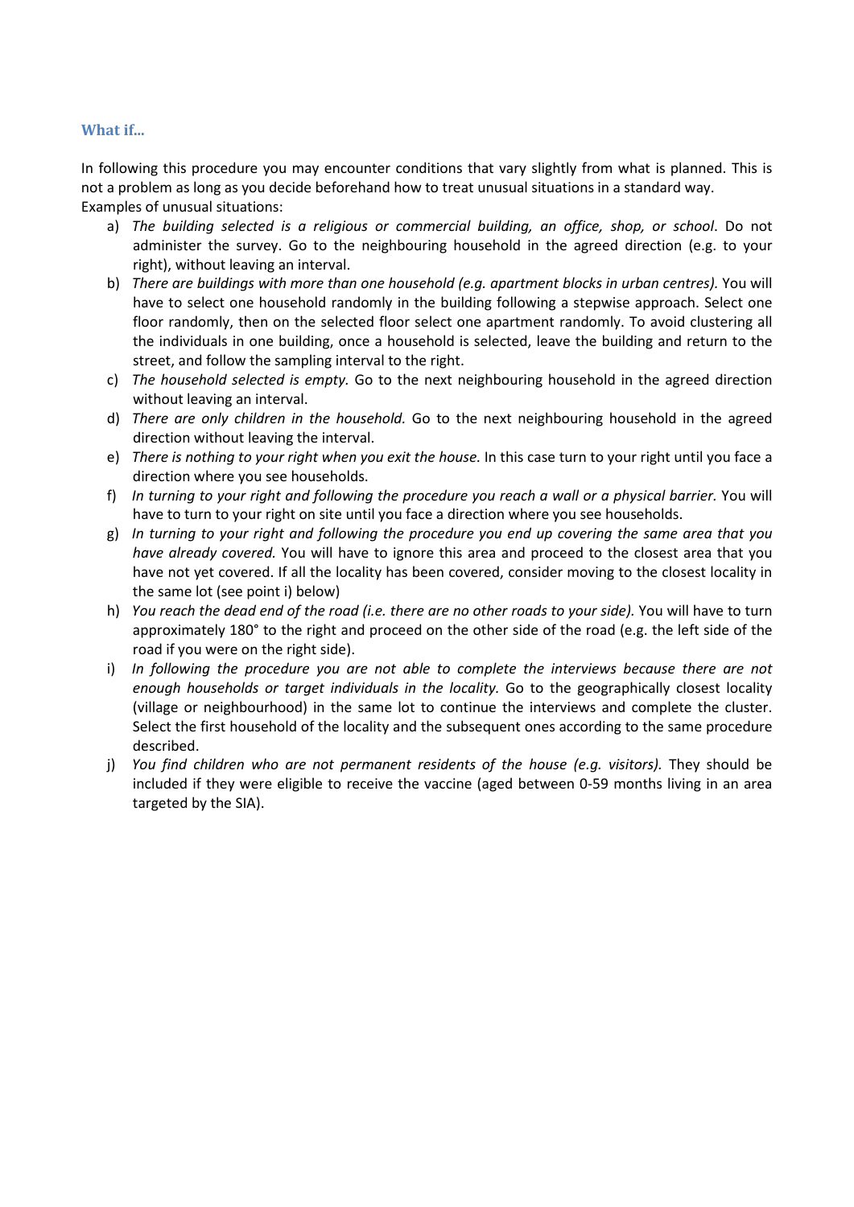### What if…

In following this procedure you may encounter conditions that vary slightly from what is planned. This is not a problem as long as you decide beforehand how to treat unusual situations in a standard way.
Examples of unusual situations:

a) *The building selected is a religious or commercial building, an office, shop, or school*. Do not administer the survey. Go to the neighbouring household in the agreed direction (e.g. to your right), without leaving an interval.
b) *There are buildings with more than one household (e.g. apartment blocks in urban centres).* You will have to select one household randomly in the building following a stepwise approach. Select one floor randomly, then on the selected floor select one apartment randomly. To avoid clustering all the individuals in one building, once a household is selected, leave the building and return to the street, and follow the sampling interval to the right.
c) *The household selected is empty.* Go to the next neighbouring household in the agreed direction without leaving an interval.
d) *There are only children in the household.* Go to the next neighbouring household in the agreed direction without leaving the interval.
e) *There is nothing to your right when you exit the house.* In this case turn to your right until you face a direction where you see households.
f) *In turning to your right and following the procedure you reach a wall or a physical barrier.* You will have to turn to your right on site until you face a direction where you see households.
g) *In turning to your right and following the procedure you end up covering the same area that you have already covered.* You will have to ignore this area and proceed to the closest area that you have not yet covered. If all the locality has been covered, consider moving to the closest locality in the same lot (see point i) below)
h) *You reach the dead end of the road (i.e. there are no other roads to your side).* You will have to turn approximately 180° to the right and proceed on the other side of the road (e.g. the left side of the road if you were on the right side).
i) *In following the procedure you are not able to complete the interviews because there are not enough households or target individuals in the locality.* Go to the geographically closest locality (village or neighbourhood) in the same lot to continue the interviews and complete the cluster. Select the first household of the locality and the subsequent ones according to the same procedure described.
j) *You find children who are not permanent residents of the house (e.g. visitors).* They should be included if they were eligible to receive the vaccine (aged between 0-59 months living in an area targeted by the SIA).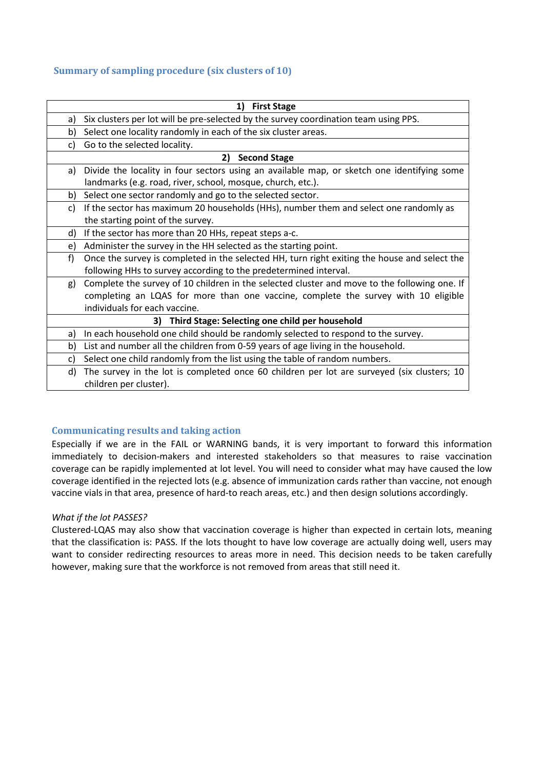## Summary of sampling procedure (six clusters of 10)

| | |
|---|---|
| **1) First Stage** | |
| a) | Six clusters per lot will be pre-selected by the survey coordination team using PPS. |
| b) | Select one locality randomly in each of the six cluster areas. |
| c) | Go to the selected locality. |
| **2) Second Stage** | |
| a) | Divide the locality in four sectors using an available map, or sketch one identifying some landmarks (e.g. road, river, school, mosque, church, etc.). |
| b) | Select one sector randomly and go to the selected sector. |
| c) | If the sector has maximum 20 households (HHs), number them and select one randomly as the starting point of the survey. |
| d) | If the sector has more than 20 HHs, repeat steps a-c. |
| e) | Administer the survey in the HH selected as the starting point. |
| f) | Once the survey is completed in the selected HH, turn right exiting the house and select the following HHs to survey according to the predetermined interval. |
| g) | Complete the survey of 10 children in the selected cluster and move to the following one. If completing an LQAS for more than one vaccine, complete the survey with 10 eligible individuals for each vaccine. |
| **3) Third Stage: Selecting one child per household** | |
| a) | In each household one child should be randomly selected to respond to the survey. |
| b) | List and number all the children from 0-59 years of age living in the household. |
| c) | Select one child randomly from the list using the table of random numbers. |
| d) | The survey in the lot is completed once 60 children per lot are surveyed (six clusters; 10 children per cluster). |

## Communicating results and taking action

Especially if we are in the FAIL or WARNING bands, it is very important to forward this information immediately to decision-makers and interested stakeholders so that measures to raise vaccination coverage can be rapidly implemented at lot level. You will need to consider what may have caused the low coverage identified in the rejected lots (e.g. absence of immunization cards rather than vaccine, not enough vaccine vials in that area, presence of hard-to reach areas, etc.) and then design solutions accordingly.

*What if the lot PASSES?*

Clustered-LQAS may also show that vaccination coverage is higher than expected in certain lots, meaning that the classification is: PASS. If the lots thought to have low coverage are actually doing well, users may want to consider redirecting resources to areas more in need. This decision needs to be taken carefully however, making sure that the workforce is not removed from areas that still need it.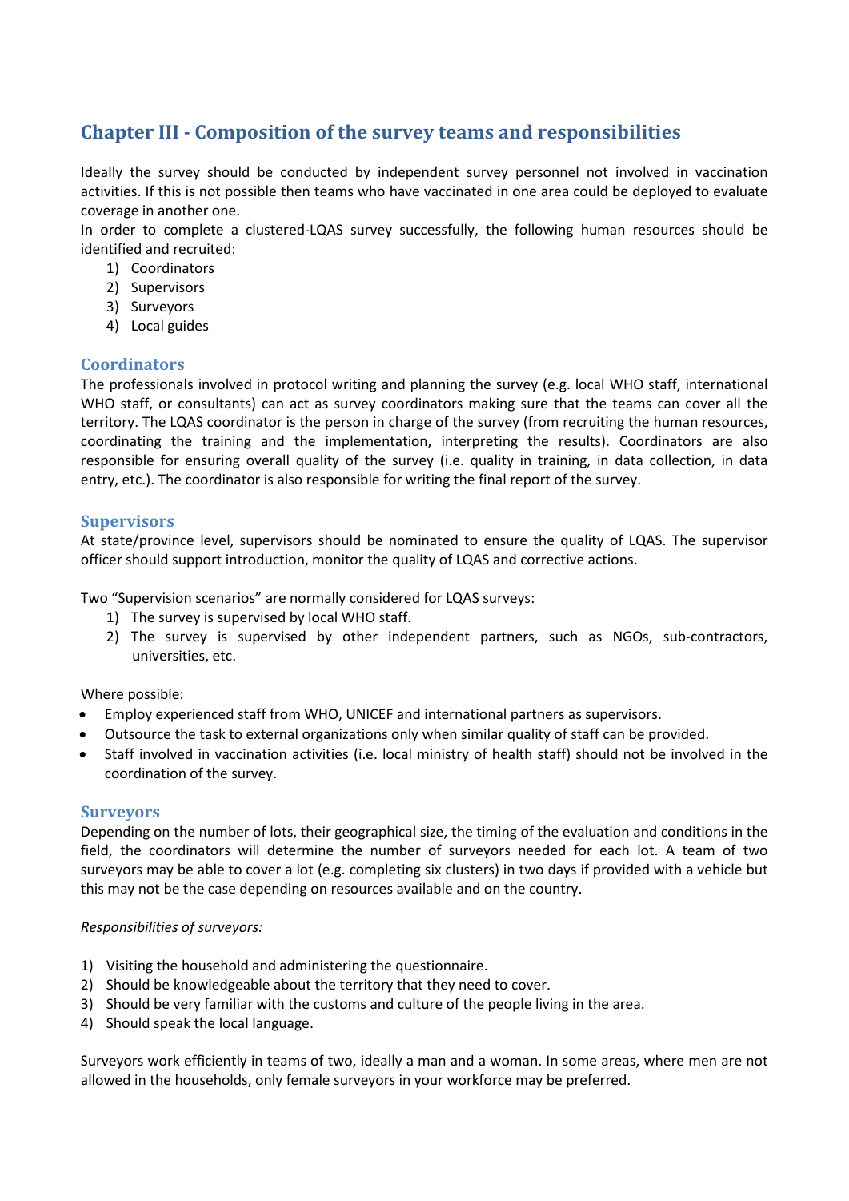## Chapter III - Composition of the survey teams and responsibilities

Ideally the survey should be conducted by independent survey personnel not involved in vaccination activities. If this is not possible then teams who have vaccinated in one area could be deployed to evaluate coverage in another one.
In order to complete a clustered-LQAS survey successfully, the following human resources should be identified and recruited:

1) Coordinators
2) Supervisors
3) Surveyors
4) Local guides

### Coordinators

The professionals involved in protocol writing and planning the survey (e.g. local WHO staff, international WHO staff, or consultants) can act as survey coordinators making sure that the teams can cover all the territory. The LQAS coordinator is the person in charge of the survey (from recruiting the human resources, coordinating the training and the implementation, interpreting the results). Coordinators are also responsible for ensuring overall quality of the survey (i.e. quality in training, in data collection, in data entry, etc.). The coordinator is also responsible for writing the final report of the survey.

### Supervisors

At state/province level, supervisors should be nominated to ensure the quality of LQAS. The supervisor officer should support introduction, monitor the quality of LQAS and corrective actions.

Two "Supervision scenarios" are normally considered for LQAS surveys:

1) The survey is supervised by local WHO staff.
2) The survey is supervised by other independent partners, such as NGOs, sub-contractors, universities, etc.

Where possible:

- Employ experienced staff from WHO, UNICEF and international partners as supervisors.
- Outsource the task to external organizations only when similar quality of staff can be provided.
- Staff involved in vaccination activities (i.e. local ministry of health staff) should not be involved in the coordination of the survey.

### Surveyors

Depending on the number of lots, their geographical size, the timing of the evaluation and conditions in the field, the coordinators will determine the number of surveyors needed for each lot. A team of two surveyors may be able to cover a lot (e.g. completing six clusters) in two days if provided with a vehicle but this may not be the case depending on resources available and on the country.

*Responsibilities of surveyors:*

1) Visiting the household and administering the questionnaire.
2) Should be knowledgeable about the territory that they need to cover.
3) Should be very familiar with the customs and culture of the people living in the area.
4) Should speak the local language.

Surveyors work efficiently in teams of two, ideally a man and a woman. In some areas, where men are not allowed in the households, only female surveyors in your workforce may be preferred.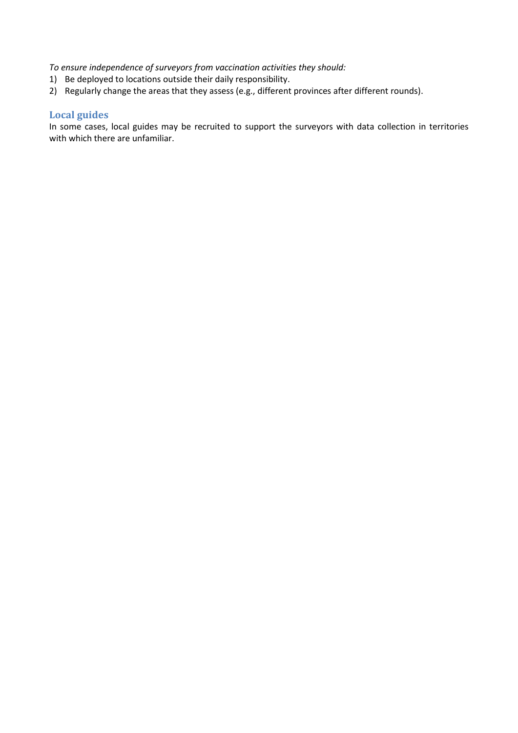*To ensure independence of surveyors from vaccination activities they should:*

1) Be deployed to locations outside their daily responsibility.
2) Regularly change the areas that they assess (e.g., different provinces after different rounds).

### Local guides

In some cases, local guides may be recruited to support the surveyors with data collection in territories with which there are unfamiliar.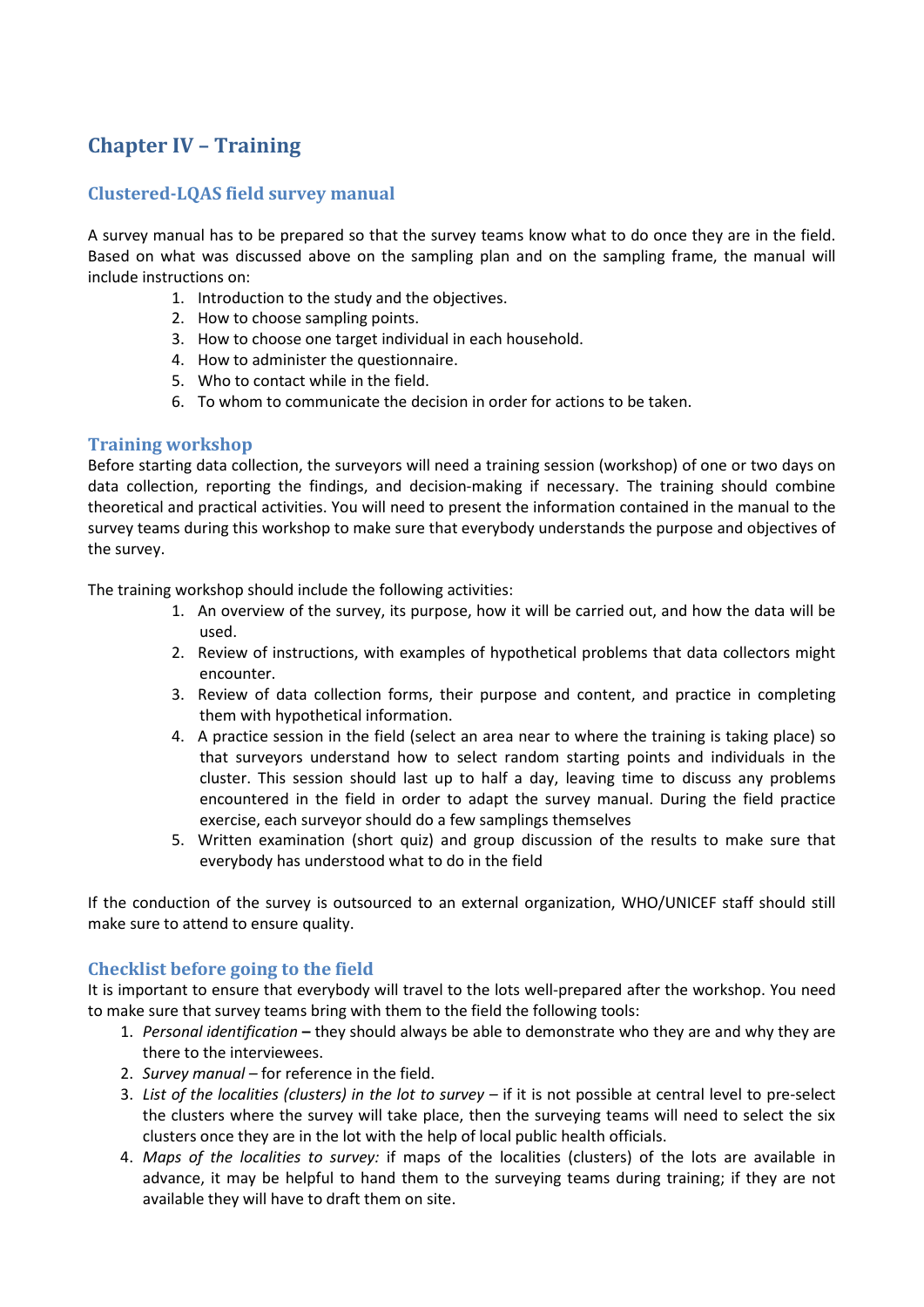# Chapter IV – Training

## Clustered-LQAS field survey manual

A survey manual has to be prepared so that the survey teams know what to do once they are in the field. Based on what was discussed above on the sampling plan and on the sampling frame, the manual will include instructions on:

1. Introduction to the study and the objectives.
2. How to choose sampling points.
3. How to choose one target individual in each household.
4. How to administer the questionnaire.
5. Who to contact while in the field.
6. To whom to communicate the decision in order for actions to be taken.

## Training workshop

Before starting data collection, the surveyors will need a training session (workshop) of one or two days on data collection, reporting the findings, and decision-making if necessary. The training should combine theoretical and practical activities. You will need to present the information contained in the manual to the survey teams during this workshop to make sure that everybody understands the purpose and objectives of the survey.

The training workshop should include the following activities:

1. An overview of the survey, its purpose, how it will be carried out, and how the data will be used.
2. Review of instructions, with examples of hypothetical problems that data collectors might encounter.
3. Review of data collection forms, their purpose and content, and practice in completing them with hypothetical information.
4. A practice session in the field (select an area near to where the training is taking place) so that surveyors understand how to select random starting points and individuals in the cluster. This session should last up to half a day, leaving time to discuss any problems encountered in the field in order to adapt the survey manual. During the field practice exercise, each surveyor should do a few samplings themselves
5. Written examination (short quiz) and group discussion of the results to make sure that everybody has understood what to do in the field

If the conduction of the survey is outsourced to an external organization, WHO/UNICEF staff should still make sure to attend to ensure quality.

## Checklist before going to the field

It is important to ensure that everybody will travel to the lots well-prepared after the workshop. You need to make sure that survey teams bring with them to the field the following tools:

1. *Personal identification* **–** they should always be able to demonstrate who they are and why they are there to the interviewees.
2. *Survey manual* – for reference in the field.
3. *List of the localities (clusters) in the lot to survey* – if it is not possible at central level to pre-select the clusters where the survey will take place, then the surveying teams will need to select the six clusters once they are in the lot with the help of local public health officials.
4. *Maps of the localities to survey:* if maps of the localities (clusters) of the lots are available in advance, it may be helpful to hand them to the surveying teams during training; if they are not available they will have to draft them on site.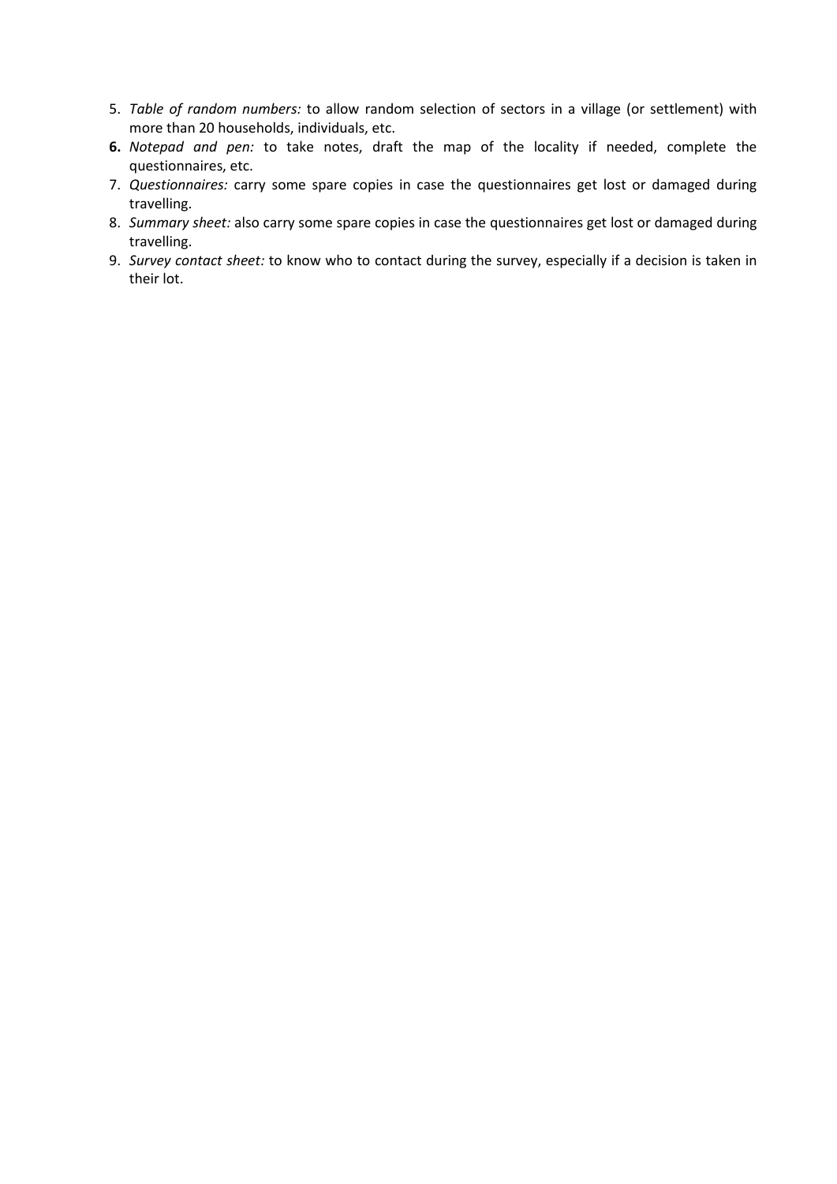5. *Table of random numbers:* to allow random selection of sectors in a village (or settlement) with more than 20 households, individuals, etc.
6. *Notepad and pen:* to take notes, draft the map of the locality if needed, complete the questionnaires, etc.
7. *Questionnaires:* carry some spare copies in case the questionnaires get lost or damaged during travelling.
8. *Summary sheet:* also carry some spare copies in case the questionnaires get lost or damaged during travelling.
9. *Survey contact sheet:* to know who to contact during the survey, especially if a decision is taken in their lot.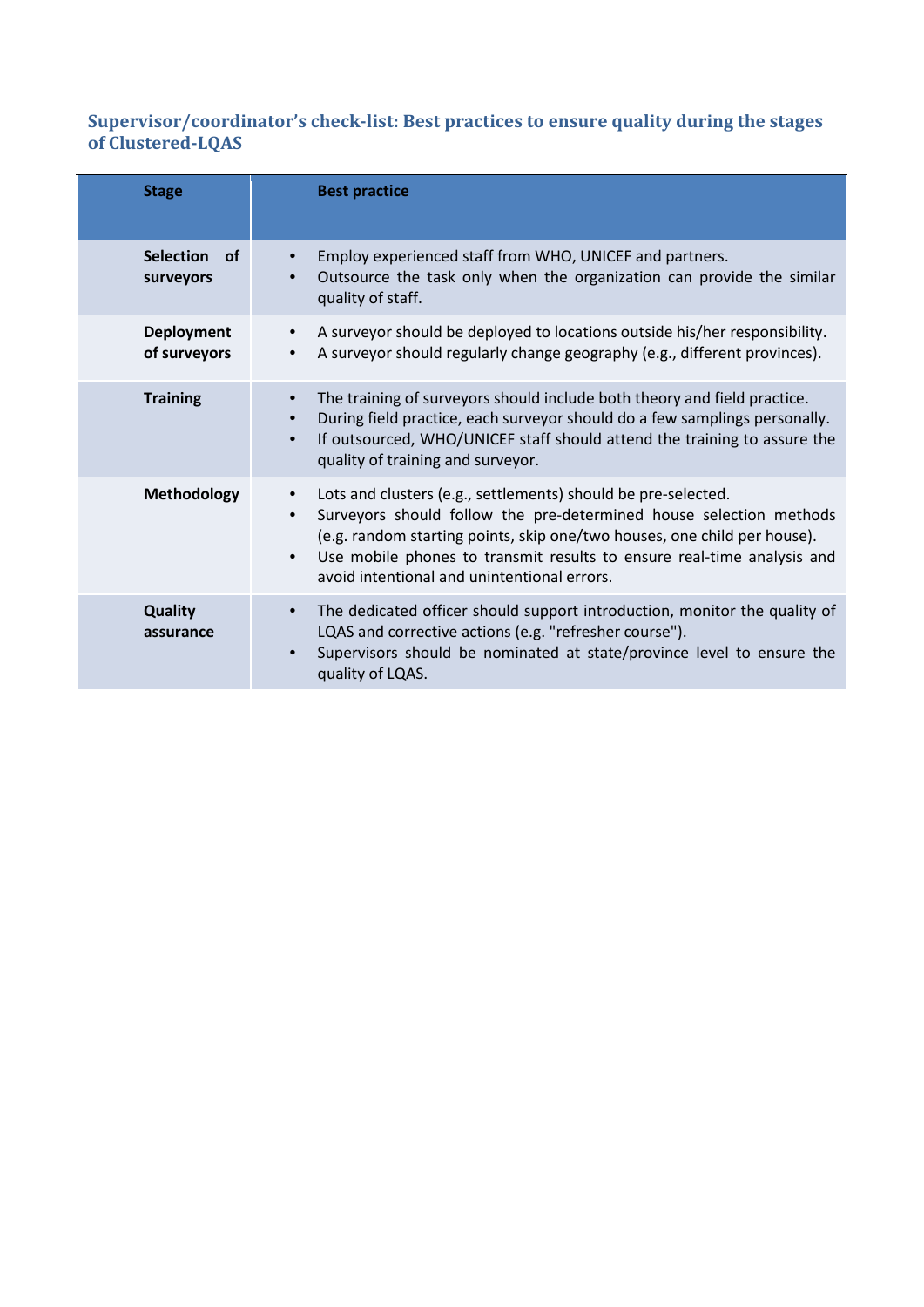### Supervisor/coordinator's check-list: Best practices to ensure quality during the stages of Clustered-LQAS

| Stage | Best practice |
|---|---|
| **Selection of surveyors** | • Employ experienced staff from WHO, UNICEF and partners.<br>• Outsource the task only when the organization can provide the similar quality of staff. |
| **Deployment of surveyors** | • A surveyor should be deployed to locations outside his/her responsibility.<br>• A surveyor should regularly change geography (e.g., different provinces). |
| **Training** | • The training of surveyors should include both theory and field practice.<br>• During field practice, each surveyor should do a few samplings personally.<br>• If outsourced, WHO/UNICEF staff should attend the training to assure the quality of training and surveyor. |
| **Methodology** | • Lots and clusters (e.g., settlements) should be pre-selected.<br>• Surveyors should follow the pre-determined house selection methods (e.g. random starting points, skip one/two houses, one child per house).<br>• Use mobile phones to transmit results to ensure real-time analysis and avoid intentional and unintentional errors. |
| **Quality assurance** | • The dedicated officer should support introduction, monitor the quality of LQAS and corrective actions (e.g. "refresher course").<br>• Supervisors should be nominated at state/province level to ensure the quality of LQAS. |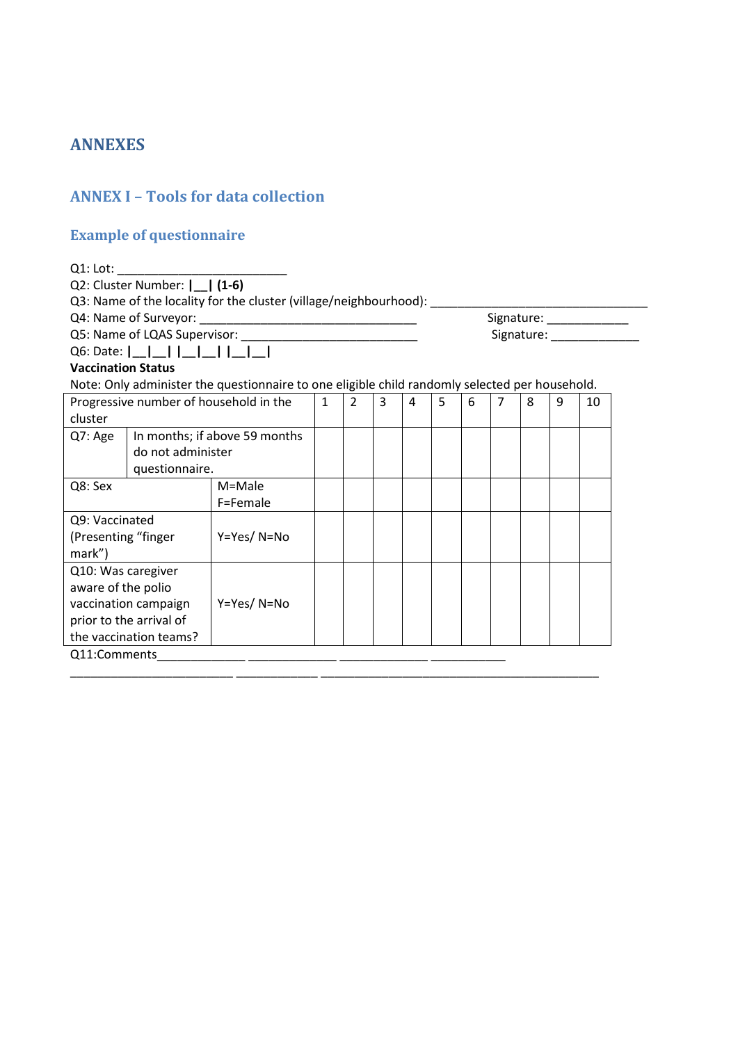# ANNEXES

## ANNEX I – Tools for data collection

### Example of questionnaire

Q1: Lot: ________________________

Q2: Cluster Number: **|__| (1-6)**

Q3: Name of the locality for the cluster (village/neighbourhood): ________________________________

Q4: Name of Surveyor: _______________________________ Signature: ____________

Q5: Name of LQAS Supervisor: _________________________ Signature: _____________

Q6: Date: **|__|__| |__|__| |__|__|**

**Vaccination Status**

Note: Only administer the questionnaire to one eligible child randomly selected per household.

| Progressive number of household in the cluster | | | 1 | 2 | 3 | 4 | 5 | 6 | 7 | 8 | 9 | 10 |
|---|---|---|---|---|---|---|---|---|---|---|---|---|
| Q7: Age | In months; if above 59 months do not administer questionnaire. | | | | | | | | | | | |
| Q8: Sex | | M=Male F=Female | | | | | | | | | | |
| Q9: Vaccinated (Presenting "finger mark") | | Y=Yes/ N=No | | | | | | | | | | |
| Q10: Was caregiver aware of the polio vaccination campaign prior to the arrival of the vaccination teams? | | Y=Yes/ N=No | | | | | | | | | | |

Q11:Comments_____________ _____________ _____________ ___________

________________________ ____________ __________________________________________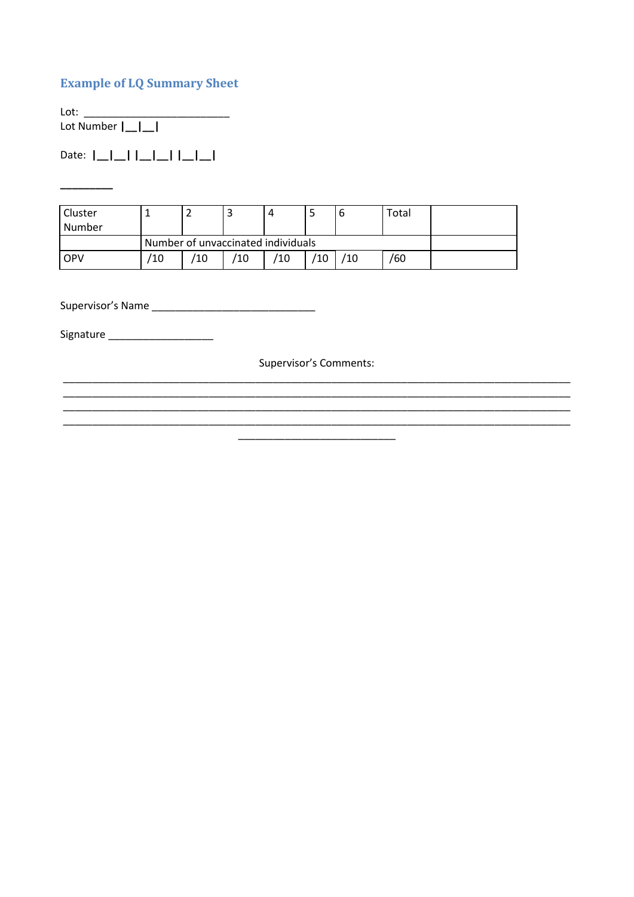## Example of LQ Summary Sheet

Lot: _________________________
Lot Number |__|__|

Date: |__|__| |__|__| |__|__|

_________

| Cluster Number | 1 | 2 | 3 | 4 | 5 | 6 | Total | |
|---|---|---|---|---|---|---|---|---|
| | Number of unvaccinated individuals | | | | | | | |
| OPV | /10 | /10 | /10 | /10 | /10 | /10 | /60 | |

Supervisor's Name ____________________________

Signature __________________

Supervisor's Comments:

_______________________________________________________________________________________
_______________________________________________________________________________________
_______________________________________________________________________________________
_______________________________________________________________________________________
___________________________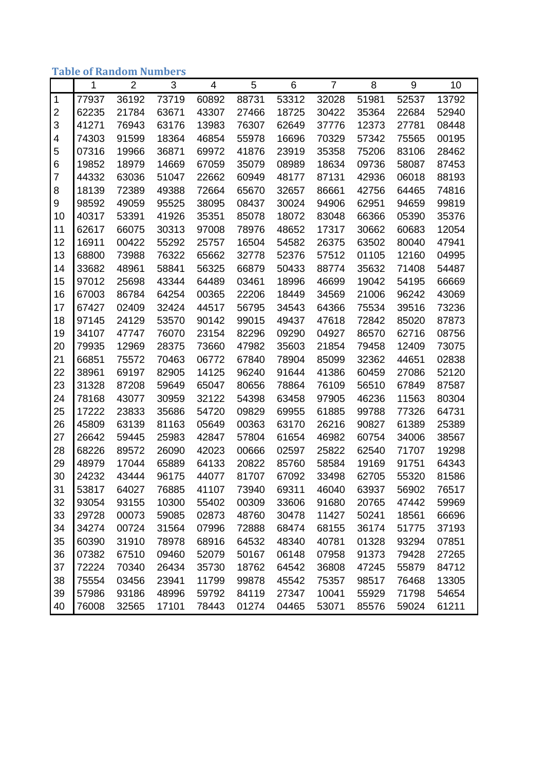### Table of Random Numbers

| | 1 | 2 | 3 | 4 | 5 | 6 | 7 | 8 | 9 | 10 |
|---|---|---|---|---|---|---|---|---|---|---|
| 1 | 77937 | 36192 | 73719 | 60892 | 88731 | 53312 | 32028 | 51981 | 52537 | 13792 |
| 2 | 62235 | 21784 | 63671 | 43307 | 27466 | 18725 | 30422 | 35364 | 22684 | 52940 |
| 3 | 41271 | 76943 | 63176 | 13983 | 76307 | 62649 | 37776 | 12373 | 27781 | 08448 |
| 4 | 74303 | 91599 | 18364 | 46854 | 55978 | 16696 | 70329 | 57342 | 75565 | 00195 |
| 5 | 07316 | 19966 | 36871 | 69972 | 41876 | 23919 | 35358 | 75206 | 83106 | 28462 |
| 6 | 19852 | 18979 | 14669 | 67059 | 35079 | 08989 | 18634 | 09736 | 58087 | 87453 |
| 7 | 44332 | 63036 | 51047 | 22662 | 60949 | 48177 | 87131 | 42936 | 06018 | 88193 |
| 8 | 18139 | 72389 | 49388 | 72664 | 65670 | 32657 | 86661 | 42756 | 64465 | 74816 |
| 9 | 98592 | 49059 | 95525 | 38095 | 08437 | 30024 | 94906 | 62951 | 94659 | 99819 |
| 10 | 40317 | 53391 | 41926 | 35351 | 85078 | 18072 | 83048 | 66366 | 05390 | 35376 |
| 11 | 62617 | 66075 | 30313 | 97008 | 78976 | 48652 | 17317 | 30662 | 60683 | 12054 |
| 12 | 16911 | 00422 | 55292 | 25757 | 16504 | 54582 | 26375 | 63502 | 80040 | 47941 |
| 13 | 68800 | 73988 | 76322 | 65662 | 32778 | 52376 | 57512 | 01105 | 12160 | 04995 |
| 14 | 33682 | 48961 | 58841 | 56325 | 66879 | 50433 | 88774 | 35632 | 71408 | 54487 |
| 15 | 97012 | 25698 | 43344 | 64489 | 03461 | 18996 | 46699 | 19042 | 54195 | 66669 |
| 16 | 67003 | 86784 | 64254 | 00365 | 22206 | 18449 | 34569 | 21006 | 96242 | 43069 |
| 17 | 67427 | 02409 | 32424 | 44517 | 56795 | 34543 | 64366 | 75534 | 39516 | 73236 |
| 18 | 97145 | 24129 | 53570 | 90142 | 99015 | 49437 | 47618 | 72842 | 85020 | 87873 |
| 19 | 34107 | 47747 | 76070 | 23154 | 82296 | 09290 | 04927 | 86570 | 62716 | 08756 |
| 20 | 79935 | 12969 | 28375 | 73660 | 47982 | 35603 | 21854 | 79458 | 12409 | 73075 |
| 21 | 66851 | 75572 | 70463 | 06772 | 67840 | 78904 | 85099 | 32362 | 44651 | 02838 |
| 22 | 38961 | 69197 | 82905 | 14125 | 96240 | 91644 | 41386 | 60459 | 27086 | 52120 |
| 23 | 31328 | 87208 | 59649 | 65047 | 80656 | 78864 | 76109 | 56510 | 67849 | 87587 |
| 24 | 78168 | 43077 | 30959 | 32122 | 54398 | 63458 | 97905 | 46236 | 11563 | 80304 |
| 25 | 17222 | 23833 | 35686 | 54720 | 09829 | 69955 | 61885 | 99788 | 77326 | 64731 |
| 26 | 45809 | 63139 | 81163 | 05649 | 00363 | 63170 | 26216 | 90827 | 61389 | 25389 |
| 27 | 26642 | 59445 | 25983 | 42847 | 57804 | 61654 | 46982 | 60754 | 34006 | 38567 |
| 28 | 68226 | 89572 | 26090 | 42023 | 00666 | 02597 | 25822 | 62540 | 71707 | 19298 |
| 29 | 48979 | 17044 | 65889 | 64133 | 20822 | 85760 | 58584 | 19169 | 91751 | 64343 |
| 30 | 24232 | 43444 | 96175 | 44077 | 81707 | 67092 | 33498 | 62705 | 55320 | 81586 |
| 31 | 53817 | 64027 | 76885 | 41107 | 73940 | 69311 | 46040 | 63937 | 56902 | 76517 |
| 32 | 93054 | 93155 | 10300 | 55402 | 00309 | 33606 | 91680 | 20765 | 47442 | 59969 |
| 33 | 29728 | 00073 | 59085 | 02873 | 48760 | 30478 | 11427 | 50241 | 18561 | 66696 |
| 34 | 34274 | 00724 | 31564 | 07996 | 72888 | 68474 | 68155 | 36174 | 51775 | 37193 |
| 35 | 60390 | 31910 | 78978 | 68916 | 64532 | 48340 | 40781 | 01328 | 93294 | 07851 |
| 36 | 07382 | 67510 | 09460 | 52079 | 50167 | 06148 | 07958 | 91373 | 79428 | 27265 |
| 37 | 72224 | 70340 | 26434 | 35730 | 18762 | 64542 | 36808 | 47245 | 55879 | 84712 |
| 38 | 75554 | 03456 | 23941 | 11799 | 99878 | 45542 | 75357 | 98517 | 76468 | 13305 |
| 39 | 57986 | 93186 | 48996 | 59792 | 84119 | 27347 | 10041 | 55929 | 71798 | 54654 |
| 40 | 76008 | 32565 | 17101 | 78443 | 01274 | 04465 | 53071 | 85576 | 59024 | 61211 |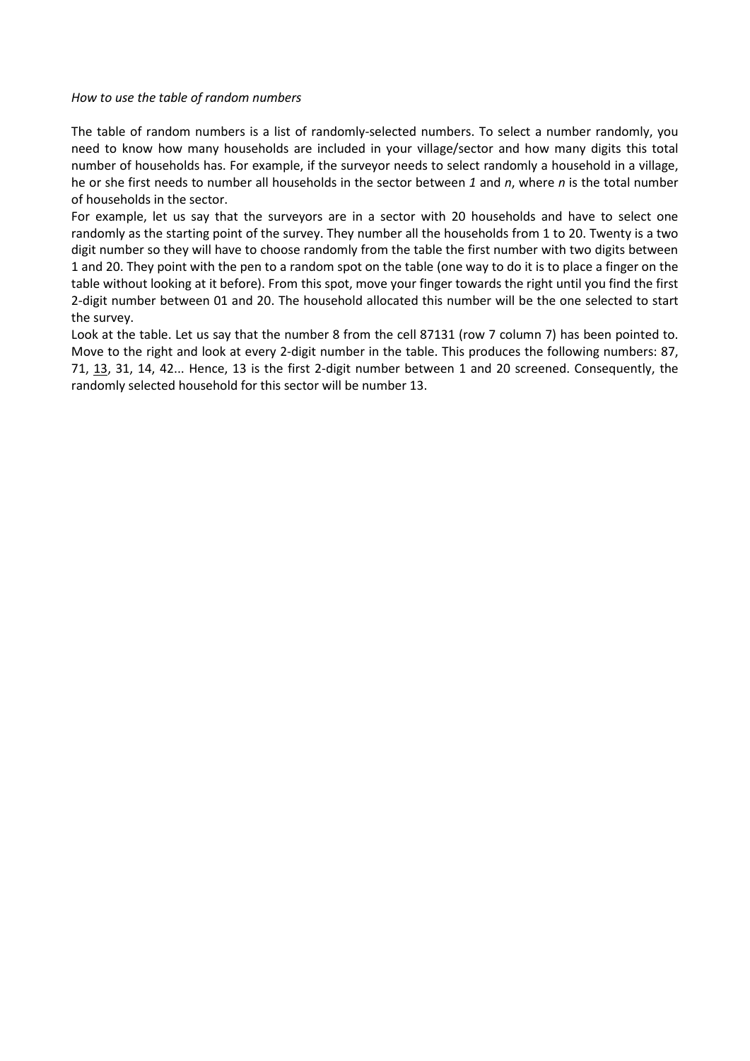*How to use the table of random numbers*

The table of random numbers is a list of randomly-selected numbers. To select a number randomly, you need to know how many households are included in your village/sector and how many digits this total number of households has. For example, if the surveyor needs to select randomly a household in a village, he or she first needs to number all households in the sector between *1* and *n*, where *n* is the total number of households in the sector.

For example, let us say that the surveyors are in a sector with 20 households and have to select one randomly as the starting point of the survey. They number all the households from 1 to 20. Twenty is a two digit number so they will have to choose randomly from the table the first number with two digits between 1 and 20. They point with the pen to a random spot on the table (one way to do it is to place a finger on the table without looking at it before). From this spot, move your finger towards the right until you find the first 2-digit number between 01 and 20. The household allocated this number will be the one selected to start the survey.

Look at the table. Let us say that the number 8 from the cell 87131 (row 7 column 7) has been pointed to. Move to the right and look at every 2-digit number in the table. This produces the following numbers: 87, 71, 13, 31, 14, 42... Hence, 13 is the first 2-digit number between 1 and 20 screened. Consequently, the randomly selected household for this sector will be number 13.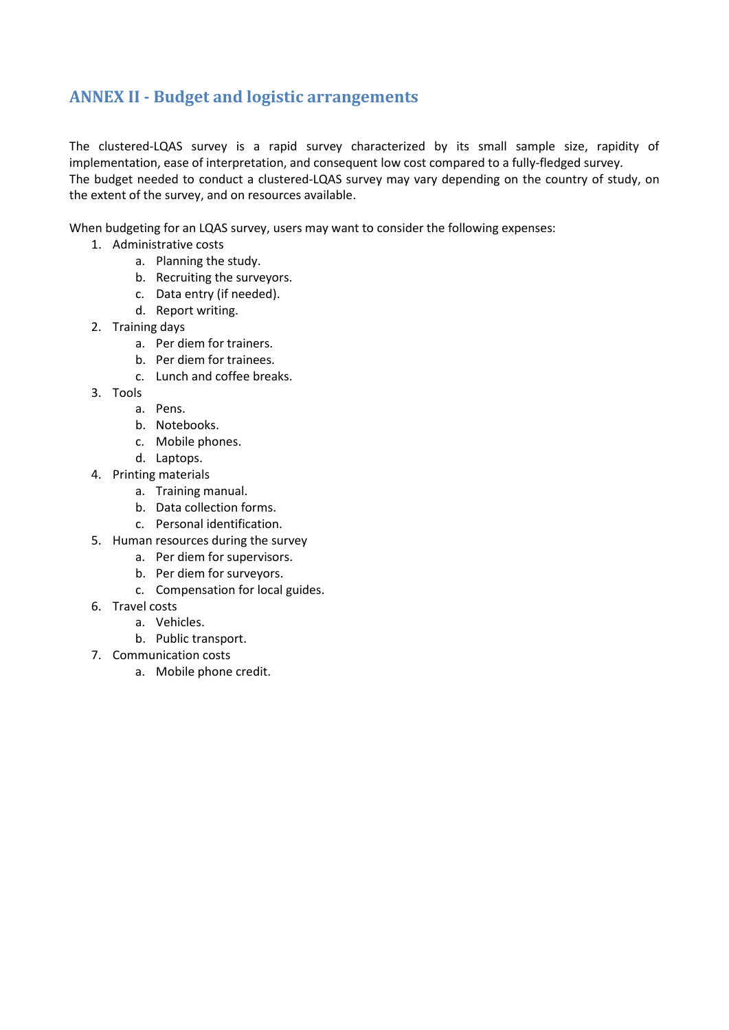## ANNEX II - Budget and logistic arrangements

The clustered-LQAS survey is a rapid survey characterized by its small sample size, rapidity of implementation, ease of interpretation, and consequent low cost compared to a fully-fledged survey.
The budget needed to conduct a clustered-LQAS survey may vary depending on the country of study, on the extent of the survey, and on resources available.

When budgeting for an LQAS survey, users may want to consider the following expenses:

1. Administrative costs
    a. Planning the study.
    b. Recruiting the surveyors.
    c. Data entry (if needed).
    d. Report writing.
2. Training days
    a. Per diem for trainers.
    b. Per diem for trainees.
    c. Lunch and coffee breaks.
3. Tools
    a. Pens.
    b. Notebooks.
    c. Mobile phones.
    d. Laptops.
4. Printing materials
    a. Training manual.
    b. Data collection forms.
    c. Personal identification.
5. Human resources during the survey
    a. Per diem for supervisors.
    b. Per diem for surveyors.
    c. Compensation for local guides.
6. Travel costs
    a. Vehicles.
    b. Public transport.
7. Communication costs
    a. Mobile phone credit.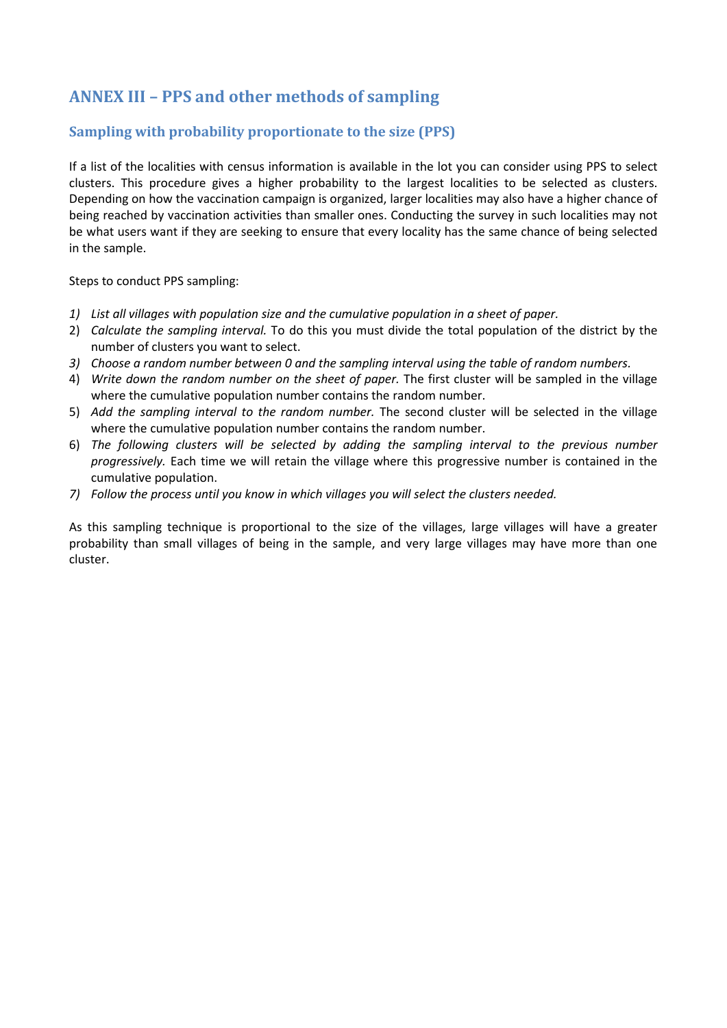# ANNEX III – PPS and other methods of sampling

## Sampling with probability proportionate to the size (PPS)

If a list of the localities with census information is available in the lot you can consider using PPS to select clusters. This procedure gives a higher probability to the largest localities to be selected as clusters. Depending on how the vaccination campaign is organized, larger localities may also have a higher chance of being reached by vaccination activities than smaller ones. Conducting the survey in such localities may not be what users want if they are seeking to ensure that every locality has the same chance of being selected in the sample.

Steps to conduct PPS sampling:

1) *List all villages with population size and the cumulative population in a sheet of paper.*
2) *Calculate the sampling interval.* To do this you must divide the total population of the district by the number of clusters you want to select.
3) *Choose a random number between 0 and the sampling interval using the table of random numbers.*
4) *Write down the random number on the sheet of paper.* The first cluster will be sampled in the village where the cumulative population number contains the random number.
5) *Add the sampling interval to the random number.* The second cluster will be selected in the village where the cumulative population number contains the random number.
6) *The following clusters will be selected by adding the sampling interval to the previous number progressively.* Each time we will retain the village where this progressive number is contained in the cumulative population.
7) *Follow the process until you know in which villages you will select the clusters needed.*

As this sampling technique is proportional to the size of the villages, large villages will have a greater probability than small villages of being in the sample, and very large villages may have more than one cluster.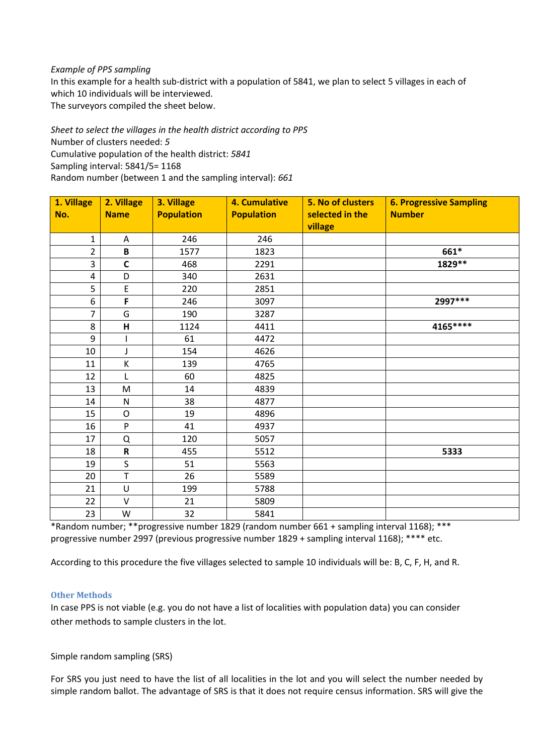*Example of PPS sampling*

In this example for a health sub-district with a population of 5841, we plan to select 5 villages in each of which 10 individuals will be interviewed.

The surveyors compiled the sheet below.

*Sheet to select the villages in the health district according to PPS*

Number of clusters needed: *5*

Cumulative population of the health district: *5841*

Sampling interval: 5841/5= 1168

Random number (between 1 and the sampling interval): *661*

| 1. Village No. | 2. Village Name | 3. Village Population | 4. Cumulative Population | 5. No of clusters selected in the village | 6. Progressive Sampling Number |
|---|---|---|---|---|---|
| 1 | A | 246 | 246 | | |
| 2 | **B** | 1577 | 1823 | | **661*** |
| 3 | **C** | 468 | 2291 | | **1829**** |
| 4 | D | 340 | 2631 | | |
| 5 | E | 220 | 2851 | | |
| 6 | **F** | 246 | 3097 | | **2997***** |
| 7 | G | 190 | 3287 | | |
| 8 | **H** | 1124 | 4411 | | **4165****** |
| 9 | I | 61 | 4472 | | |
| 10 | J | 154 | 4626 | | |
| 11 | K | 139 | 4765 | | |
| 12 | L | 60 | 4825 | | |
| 13 | M | 14 | 4839 | | |
| 14 | N | 38 | 4877 | | |
| 15 | O | 19 | 4896 | | |
| 16 | P | 41 | 4937 | | |
| 17 | Q | 120 | 5057 | | |
| 18 | **R** | 455 | 5512 | | **5333** |
| 19 | S | 51 | 5563 | | |
| 20 | T | 26 | 5589 | | |
| 21 | U | 199 | 5788 | | |
| 22 | V | 21 | 5809 | | |
| 23 | W | 32 | 5841 | | |

*Random number; **progressive number 1829 (random number 661 + sampling interval 1168); *** progressive number 2997 (previous progressive number 1829 + sampling interval 1168); **** etc.

According to this procedure the five villages selected to sample 10 individuals will be: B, C, F, H, and R.

### Other Methods

In case PPS is not viable (e.g. you do not have a list of localities with population data) you can consider other methods to sample clusters in the lot.

Simple random sampling (SRS)

For SRS you just need to have the list of all localities in the lot and you will select the number needed by simple random ballot. The advantage of SRS is that it does not require census information. SRS will give the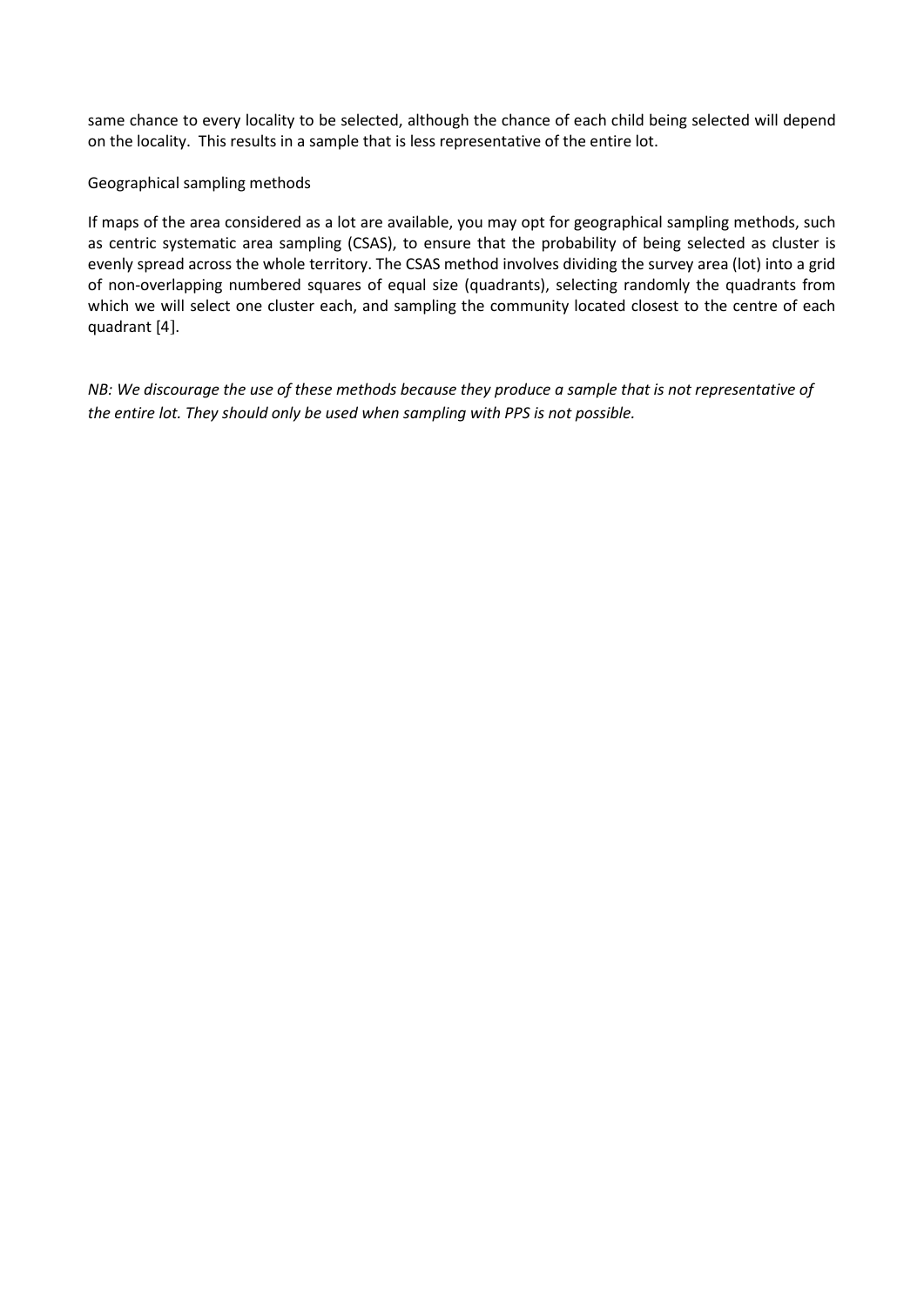same chance to every locality to be selected, although the chance of each child being selected will depend on the locality. This results in a sample that is less representative of the entire lot.

Geographical sampling methods

If maps of the area considered as a lot are available, you may opt for geographical sampling methods, such as centric systematic area sampling (CSAS), to ensure that the probability of being selected as cluster is evenly spread across the whole territory. The CSAS method involves dividing the survey area (lot) into a grid of non-overlapping numbered squares of equal size (quadrants), selecting randomly the quadrants from which we will select one cluster each, and sampling the community located closest to the centre of each quadrant [4].

*NB: We discourage the use of these methods because they produce a sample that is not representative of the entire lot. They should only be used when sampling with PPS is not possible.*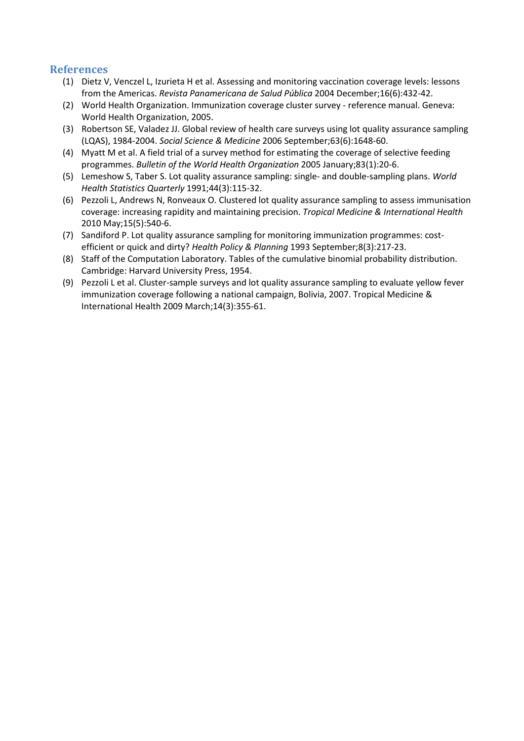## References

(1) Dietz V, Venczel L, Izurieta H et al. Assessing and monitoring vaccination coverage levels: lessons from the Americas. *Revista Panamericana de Salud Pública* 2004 December;16(6):432-42.

(2) World Health Organization. Immunization coverage cluster survey - reference manual. Geneva: World Health Organization, 2005.

(3) Robertson SE, Valadez JJ. Global review of health care surveys using lot quality assurance sampling (LQAS), 1984-2004. *Social Science & Medicine* 2006 September;63(6):1648-60.

(4) Myatt M et al. A field trial of a survey method for estimating the coverage of selective feeding programmes. *Bulletin of the World Health Organization* 2005 January;83(1):20-6.

(5) Lemeshow S, Taber S. Lot quality assurance sampling: single- and double-sampling plans. *World Health Statistics Quarterly* 1991;44(3):115-32.

(6) Pezzoli L, Andrews N, Ronveaux O. Clustered lot quality assurance sampling to assess immunisation coverage: increasing rapidity and maintaining precision. *Tropical Medicine & International Health* 2010 May;15(5):540-6.

(7) Sandiford P. Lot quality assurance sampling for monitoring immunization programmes: cost-efficient or quick and dirty? *Health Policy & Planning* 1993 September;8(3):217-23.

(8) Staff of the Computation Laboratory. Tables of the cumulative binomial probability distribution. Cambridge: Harvard University Press, 1954.

(9) Pezzoli L et al. Cluster-sample surveys and lot quality assurance sampling to evaluate yellow fever immunization coverage following a national campaign, Bolivia, 2007. Tropical Medicine & International Health 2009 March;14(3):355-61.